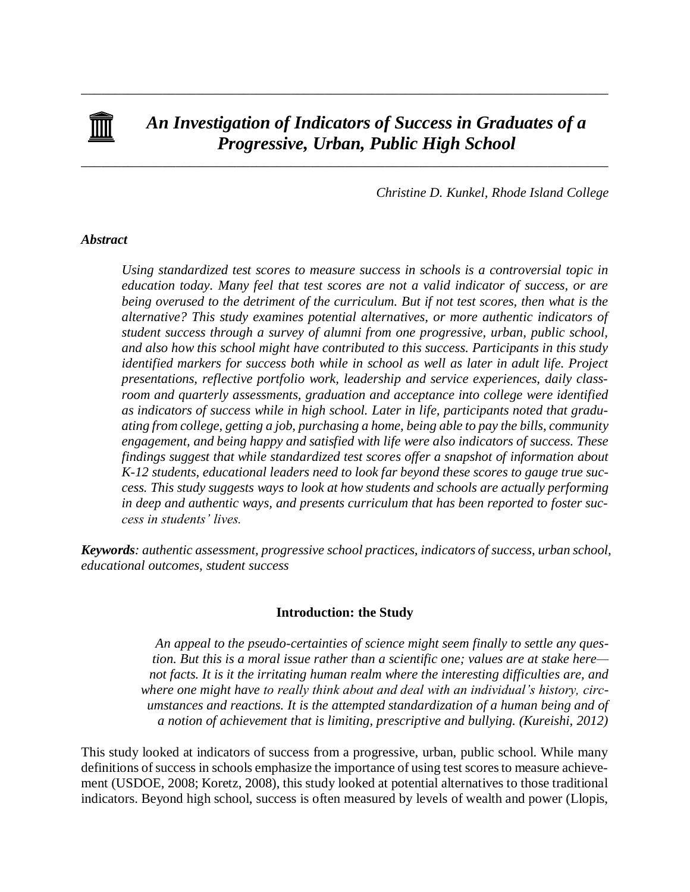# *An Investigation of Indicators of Success in Graduates of a Progressive, Urban, Public High School*

*Christine D. Kunkel, Rhode Island College*

***Abstract***

> *Using standardized test scores to measure success in schools is a controversial topic in education today. Many feel that test scores are not a valid indicator of success, or are being overused to the detriment of the curriculum. But if not test scores, then what is the alternative? This study examines potential alternatives, or more authentic indicators of student success through a survey of alumni from one progressive, urban, public school, and also how this school might have contributed to this success. Participants in this study identified markers for success both while in school as well as later in adult life. Project presentations, reflective portfolio work, leadership and service experiences, daily classroom and quarterly assessments, graduation and acceptance into college were identified as indicators of success while in high school. Later in life, participants noted that graduating from college, getting a job, purchasing a home, being able to pay the bills, community engagement, and being happy and satisfied with life were also indicators of success. These findings suggest that while standardized test scores offer a snapshot of information about K-12 students, educational leaders need to look far beyond these scores to gauge true success. This study suggests ways to look at how students and schools are actually performing in deep and authentic ways, and presents curriculum that has been reported to foster success in students' lives.*

***Keywords****: authentic assessment, progressive school practices, indicators of success, urban school, educational outcomes, student success*

## Introduction: the Study

> *An appeal to the pseudo-certainties of science might seem finally to settle any question. But this is a moral issue rather than a scientific one; values are at stake here—not facts. It is it the irritating human realm where the interesting difficulties are, and where one might have to really think about and deal with an individual's history, circumstances and reactions. It is the attempted standardization of a human being and of a notion of achievement that is limiting, prescriptive and bullying. (Kureishi, 2012)*

This study looked at indicators of success from a progressive, urban, public school. While many definitions of success in schools emphasize the importance of using test scores to measure achievement (USDOE, 2008; Koretz, 2008), this study looked at potential alternatives to those traditional indicators. Beyond high school, success is often measured by levels of wealth and power (Llopis,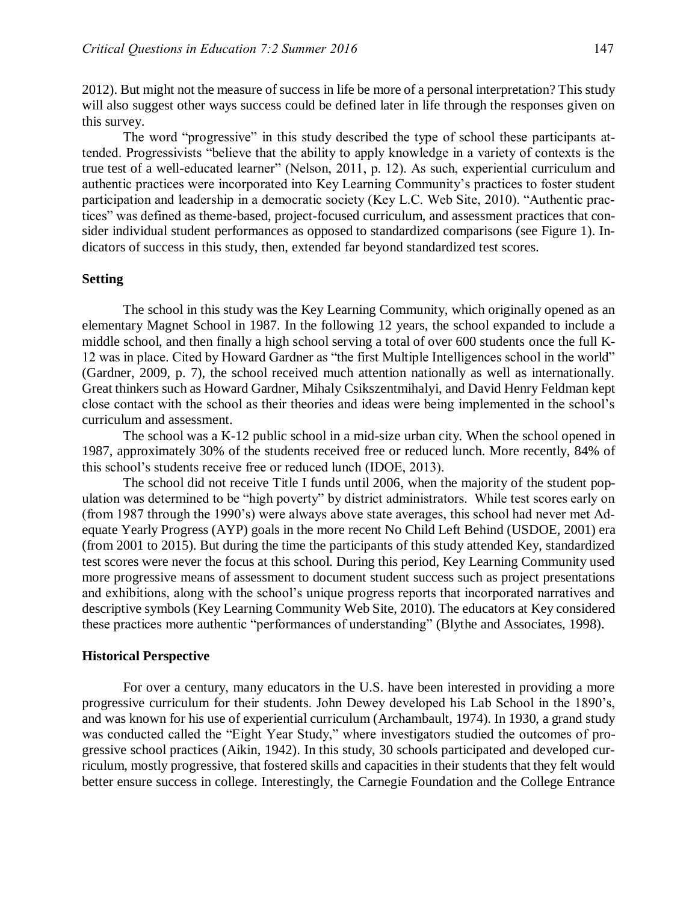2012). But might not the measure of success in life be more of a personal interpretation? This study will also suggest other ways success could be defined later in life through the responses given on this survey.

The word "progressive" in this study described the type of school these participants attended. Progressivists "believe that the ability to apply knowledge in a variety of contexts is the true test of a well-educated learner" (Nelson, 2011, p. 12). As such, experiential curriculum and authentic practices were incorporated into Key Learning Community's practices to foster student participation and leadership in a democratic society (Key L.C. Web Site, 2010). "Authentic practices" was defined as theme-based, project-focused curriculum, and assessment practices that consider individual student performances as opposed to standardized comparisons (see Figure 1). Indicators of success in this study, then, extended far beyond standardized test scores.

### Setting

The school in this study was the Key Learning Community, which originally opened as an elementary Magnet School in 1987. In the following 12 years, the school expanded to include a middle school, and then finally a high school serving a total of over 600 students once the full K-12 was in place. Cited by Howard Gardner as "the first Multiple Intelligences school in the world" (Gardner, 2009, p. 7), the school received much attention nationally as well as internationally. Great thinkers such as Howard Gardner, Mihaly Csikszentmihalyi, and David Henry Feldman kept close contact with the school as their theories and ideas were being implemented in the school's curriculum and assessment.

The school was a K-12 public school in a mid-size urban city. When the school opened in 1987, approximately 30% of the students received free or reduced lunch. More recently, 84% of this school's students receive free or reduced lunch (IDOE, 2013).

The school did not receive Title I funds until 2006, when the majority of the student population was determined to be "high poverty" by district administrators. While test scores early on (from 1987 through the 1990's) were always above state averages, this school had never met Adequate Yearly Progress (AYP) goals in the more recent No Child Left Behind (USDOE, 2001) era (from 2001 to 2015). But during the time the participants of this study attended Key, standardized test scores were never the focus at this school. During this period, Key Learning Community used more progressive means of assessment to document student success such as project presentations and exhibitions, along with the school's unique progress reports that incorporated narratives and descriptive symbols (Key Learning Community Web Site, 2010). The educators at Key considered these practices more authentic "performances of understanding" (Blythe and Associates, 1998).

### Historical Perspective

For over a century, many educators in the U.S. have been interested in providing a more progressive curriculum for their students. John Dewey developed his Lab School in the 1890's, and was known for his use of experiential curriculum (Archambault, 1974). In 1930, a grand study was conducted called the "Eight Year Study," where investigators studied the outcomes of progressive school practices (Aikin, 1942). In this study, 30 schools participated and developed curriculum, mostly progressive, that fostered skills and capacities in their students that they felt would better ensure success in college. Interestingly, the Carnegie Foundation and the College Entrance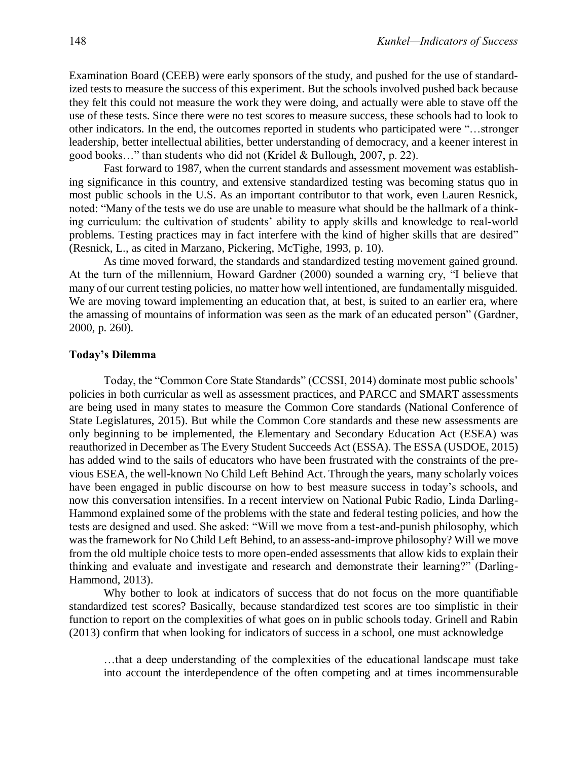Examination Board (CEEB) were early sponsors of the study, and pushed for the use of standardized tests to measure the success of this experiment. But the schools involved pushed back because they felt this could not measure the work they were doing, and actually were able to stave off the use of these tests. Since there were no test scores to measure success, these schools had to look to other indicators. In the end, the outcomes reported in students who participated were "…stronger leadership, better intellectual abilities, better understanding of democracy, and a keener interest in good books…" than students who did not (Kridel & Bullough, 2007, p. 22).

Fast forward to 1987, when the current standards and assessment movement was establishing significance in this country, and extensive standardized testing was becoming status quo in most public schools in the U.S. As an important contributor to that work, even Lauren Resnick, noted: "Many of the tests we do use are unable to measure what should be the hallmark of a thinking curriculum: the cultivation of students' ability to apply skills and knowledge to real-world problems. Testing practices may in fact interfere with the kind of higher skills that are desired" (Resnick, L., as cited in Marzano, Pickering, McTighe, 1993, p. 10).

As time moved forward, the standards and standardized testing movement gained ground. At the turn of the millennium, Howard Gardner (2000) sounded a warning cry, "I believe that many of our current testing policies, no matter how well intentioned, are fundamentally misguided. We are moving toward implementing an education that, at best, is suited to an earlier era, where the amassing of mountains of information was seen as the mark of an educated person" (Gardner, 2000, p. 260).

## Today's Dilemma

Today, the "Common Core State Standards" (CCSSI, 2014) dominate most public schools' policies in both curricular as well as assessment practices, and PARCC and SMART assessments are being used in many states to measure the Common Core standards (National Conference of State Legislatures, 2015). But while the Common Core standards and these new assessments are only beginning to be implemented, the Elementary and Secondary Education Act (ESEA) was reauthorized in December as The Every Student Succeeds Act (ESSA). The ESSA (USDOE, 2015) has added wind to the sails of educators who have been frustrated with the constraints of the previous ESEA, the well-known No Child Left Behind Act. Through the years, many scholarly voices have been engaged in public discourse on how to best measure success in today's schools, and now this conversation intensifies. In a recent interview on National Pubic Radio, Linda Darling-Hammond explained some of the problems with the state and federal testing policies, and how the tests are designed and used. She asked: "Will we move from a test-and-punish philosophy, which was the framework for No Child Left Behind, to an assess-and-improve philosophy? Will we move from the old multiple choice tests to more open-ended assessments that allow kids to explain their thinking and evaluate and investigate and research and demonstrate their learning?" (Darling-Hammond, 2013).

Why bother to look at indicators of success that do not focus on the more quantifiable standardized test scores? Basically, because standardized test scores are too simplistic in their function to report on the complexities of what goes on in public schools today. Grinell and Rabin (2013) confirm that when looking for indicators of success in a school, one must acknowledge

> …that a deep understanding of the complexities of the educational landscape must take into account the interdependence of the often competing and at times incommensurable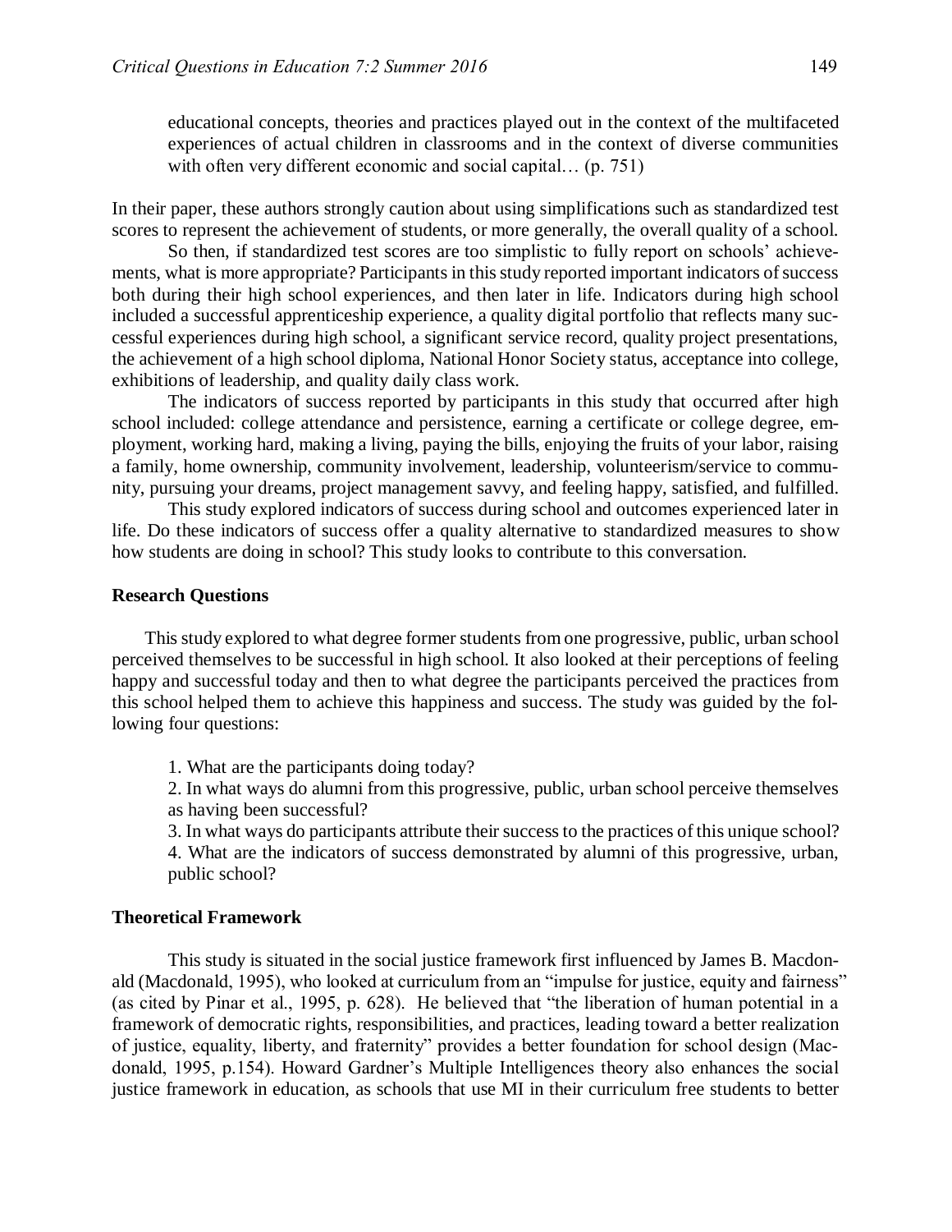educational concepts, theories and practices played out in the context of the multifaceted experiences of actual children in classrooms and in the context of diverse communities with often very different economic and social capital… (p. 751)

In their paper, these authors strongly caution about using simplifications such as standardized test scores to represent the achievement of students, or more generally, the overall quality of a school.

So then, if standardized test scores are too simplistic to fully report on schools' achievements, what is more appropriate? Participants in this study reported important indicators of success both during their high school experiences, and then later in life. Indicators during high school included a successful apprenticeship experience, a quality digital portfolio that reflects many successful experiences during high school, a significant service record, quality project presentations, the achievement of a high school diploma, National Honor Society status, acceptance into college, exhibitions of leadership, and quality daily class work.

The indicators of success reported by participants in this study that occurred after high school included: college attendance and persistence, earning a certificate or college degree, employment, working hard, making a living, paying the bills, enjoying the fruits of your labor, raising a family, home ownership, community involvement, leadership, volunteerism/service to community, pursuing your dreams, project management savvy, and feeling happy, satisfied, and fulfilled.

This study explored indicators of success during school and outcomes experienced later in life. Do these indicators of success offer a quality alternative to standardized measures to show how students are doing in school? This study looks to contribute to this conversation.

**Research Questions**

This study explored to what degree former students from one progressive, public, urban school perceived themselves to be successful in high school. It also looked at their perceptions of feeling happy and successful today and then to what degree the participants perceived the practices from this school helped them to achieve this happiness and success. The study was guided by the following four questions:

1. What are the participants doing today?
2. In what ways do alumni from this progressive, public, urban school perceive themselves as having been successful?
3. In what ways do participants attribute their success to the practices of this unique school?
4. What are the indicators of success demonstrated by alumni of this progressive, urban, public school?

**Theoretical Framework**

This study is situated in the social justice framework first influenced by James B. Macdonald (Macdonald, 1995), who looked at curriculum from an "impulse for justice, equity and fairness" (as cited by Pinar et al., 1995, p. 628). He believed that "the liberation of human potential in a framework of democratic rights, responsibilities, and practices, leading toward a better realization of justice, equality, liberty, and fraternity" provides a better foundation for school design (Macdonald, 1995, p.154). Howard Gardner's Multiple Intelligences theory also enhances the social justice framework in education, as schools that use MI in their curriculum free students to better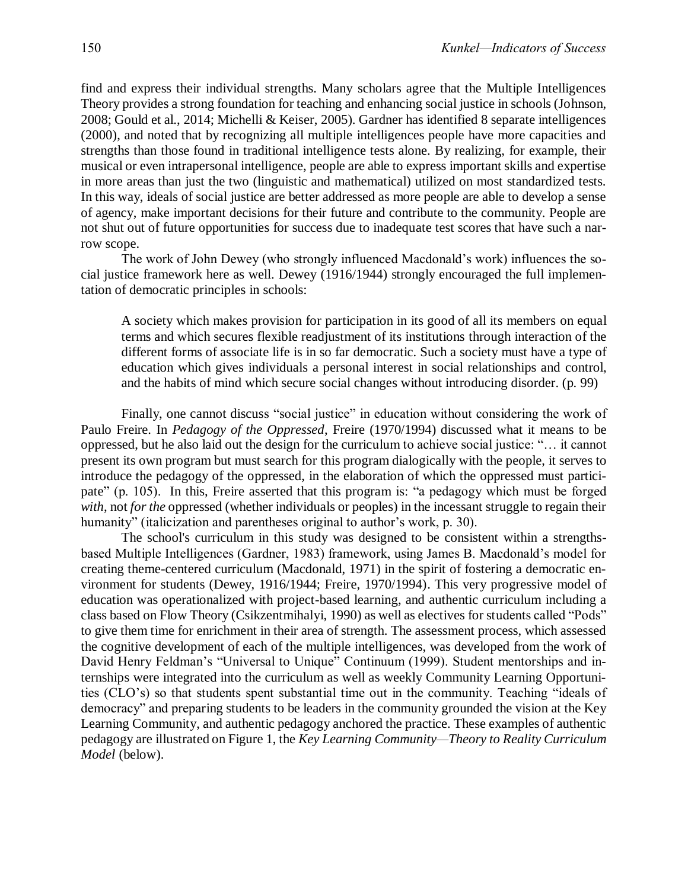find and express their individual strengths. Many scholars agree that the Multiple Intelligences Theory provides a strong foundation for teaching and enhancing social justice in schools (Johnson, 2008; Gould et al., 2014; Michelli & Keiser, 2005). Gardner has identified 8 separate intelligences (2000), and noted that by recognizing all multiple intelligences people have more capacities and strengths than those found in traditional intelligence tests alone. By realizing, for example, their musical or even intrapersonal intelligence, people are able to express important skills and expertise in more areas than just the two (linguistic and mathematical) utilized on most standardized tests. In this way, ideals of social justice are better addressed as more people are able to develop a sense of agency, make important decisions for their future and contribute to the community. People are not shut out of future opportunities for success due to inadequate test scores that have such a narrow scope.

The work of John Dewey (who strongly influenced Macdonald's work) influences the social justice framework here as well. Dewey (1916/1944) strongly encouraged the full implementation of democratic principles in schools:

> A society which makes provision for participation in its good of all its members on equal terms and which secures flexible readjustment of its institutions through interaction of the different forms of associate life is in so far democratic. Such a society must have a type of education which gives individuals a personal interest in social relationships and control, and the habits of mind which secure social changes without introducing disorder. (p. 99)

Finally, one cannot discuss "social justice" in education without considering the work of Paulo Freire. In *Pedagogy of the Oppressed*, Freire (1970/1994) discussed what it means to be oppressed, but he also laid out the design for the curriculum to achieve social justice: "… it cannot present its own program but must search for this program dialogically with the people, it serves to introduce the pedagogy of the oppressed, in the elaboration of which the oppressed must participate" (p. 105). In this, Freire asserted that this program is: "a pedagogy which must be forged *with*, not *for the* oppressed (whether individuals or peoples) in the incessant struggle to regain their humanity" (italicization and parentheses original to author's work, p. 30).

The school's curriculum in this study was designed to be consistent within a strengths-based Multiple Intelligences (Gardner, 1983) framework, using James B. Macdonald's model for creating theme-centered curriculum (Macdonald, 1971) in the spirit of fostering a democratic environment for students (Dewey, 1916/1944; Freire, 1970/1994). This very progressive model of education was operationalized with project-based learning, and authentic curriculum including a class based on Flow Theory (Csikzentmihalyi, 1990) as well as electives for students called "Pods" to give them time for enrichment in their area of strength. The assessment process, which assessed the cognitive development of each of the multiple intelligences, was developed from the work of David Henry Feldman's "Universal to Unique" Continuum (1999). Student mentorships and internships were integrated into the curriculum as well as weekly Community Learning Opportunities (CLO's) so that students spent substantial time out in the community. Teaching "ideals of democracy" and preparing students to be leaders in the community grounded the vision at the Key Learning Community, and authentic pedagogy anchored the practice. These examples of authentic pedagogy are illustrated on Figure 1, the *Key Learning Community—Theory to Reality Curriculum Model* (below).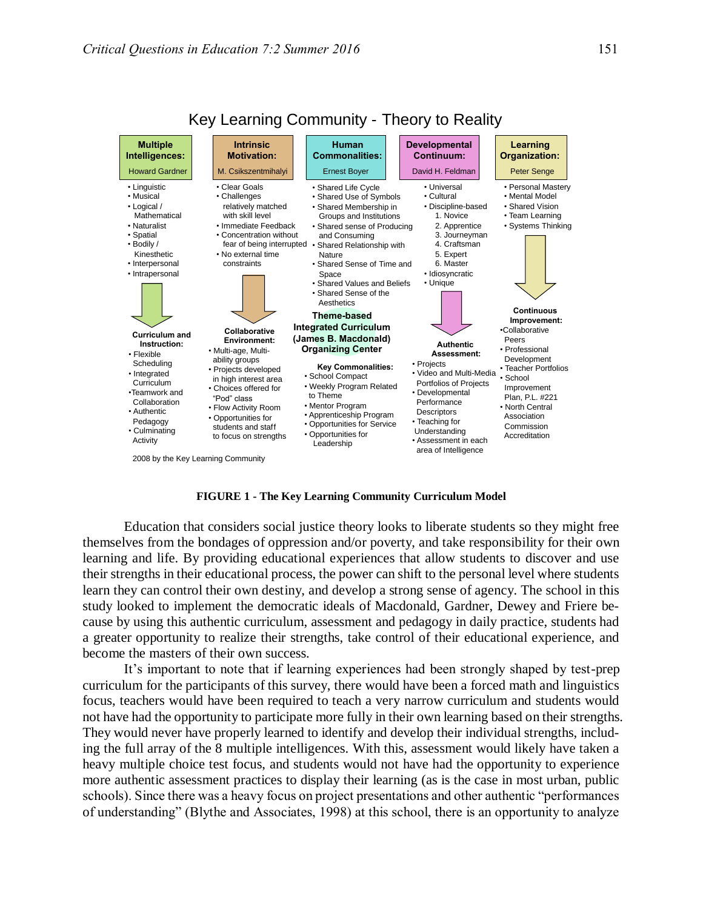## Key Learning Community - Theory to Reality

| Multiple Intelligences: Howard Gardner | Intrinsic Motivation: M. Csikszentmihalyi | Human Commonalities: Ernest Boyer | Developmental Continuum: David H. Feldman | Learning Organization: Peter Senge |
|---|---|---|---|---|
| • Linguistic<br>• Musical<br>• Logical / Mathematical<br>• Naturalist<br>• Spatial<br>• Bodily / Kinesthetic<br>• Interpersonal<br>• Intrapersonal | • Clear Goals<br>• Challenges relatively matched with skill level<br>• Immediate Feedback<br>• Concentration without fear of being interrupted<br>• No external time constraints | • Shared Life Cycle<br>• Shared Use of Symbols<br>• Shared Membership in Groups and Institutions<br>• Shared sense of Producing and Consuming<br>• Shared Relationship with Nature<br>• Shared Sense of Time and Space<br>• Shared Values and Beliefs<br>• Shared Sense of the Aesthetics | • Universal<br>• Cultural<br>• Discipline-based<br>1. Novice<br>2. Apprentice<br>3. Journeyman<br>4. Craftsman<br>5. Expert<br>6. Master<br>• Idiosyncratic<br>• Unique | • Personal Mastery<br>• Mental Model<br>• Shared Vision<br>• Team Learning<br>• Systems Thinking |
| **Curriculum and Instruction:**<br>• Flexible Scheduling<br>• Integrated Curriculum<br>•Teamwork and Collaboration<br>• Authentic Pedagogy<br>• Culminating Activity | **Collaborative Environment:**<br>• Multi-age, Multi-ability groups<br>• Projects developed in high interest area<br>• Choices offered for "Pod" class<br>• Flow Activity Room<br>• Opportunities for students and staff to focus on strengths | **Theme-based Integrated Curriculum (James B. Macdonald) Organizing Center**<br>**Key Commonalities:**<br>• School Compact<br>• Weekly Program Related to Theme<br>• Mentor Program<br>• Apprenticeship Program<br>• Opportunities for Service<br>• Opportunities for Leadership | **Authentic Assessment:**<br>• Projects<br>• Video and Multi-Media Portfolios of Projects<br>• Developmental Performance Descriptors<br>• Teaching for Understanding<br>• Assessment in each area of Intelligence | **Continuous Improvement:**<br>•Collaborative Peers<br>• Professional Development<br>• Teacher Portfolios<br>• School Improvement Plan, P.L. #221<br>• North Central Association Commission Accreditation |

2008 by the Key Learning Community

**FIGURE 1 - The Key Learning Community Curriculum Model**

Education that considers social justice theory looks to liberate students so they might free themselves from the bondages of oppression and/or poverty, and take responsibility for their own learning and life. By providing educational experiences that allow students to discover and use their strengths in their educational process, the power can shift to the personal level where students learn they can control their own destiny, and develop a strong sense of agency. The school in this study looked to implement the democratic ideals of Macdonald, Gardner, Dewey and Friere because by using this authentic curriculum, assessment and pedagogy in daily practice, students had a greater opportunity to realize their strengths, take control of their educational experience, and become the masters of their own success.

It's important to note that if learning experiences had been strongly shaped by test-prep curriculum for the participants of this survey, there would have been a forced math and linguistics focus, teachers would have been required to teach a very narrow curriculum and students would not have had the opportunity to participate more fully in their own learning based on their strengths. They would never have properly learned to identify and develop their individual strengths, including the full array of the 8 multiple intelligences. With this, assessment would likely have taken a heavy multiple choice test focus, and students would not have had the opportunity to experience more authentic assessment practices to display their learning (as is the case in most urban, public schools). Since there was a heavy focus on project presentations and other authentic "performances of understanding" (Blythe and Associates, 1998) at this school, there is an opportunity to analyze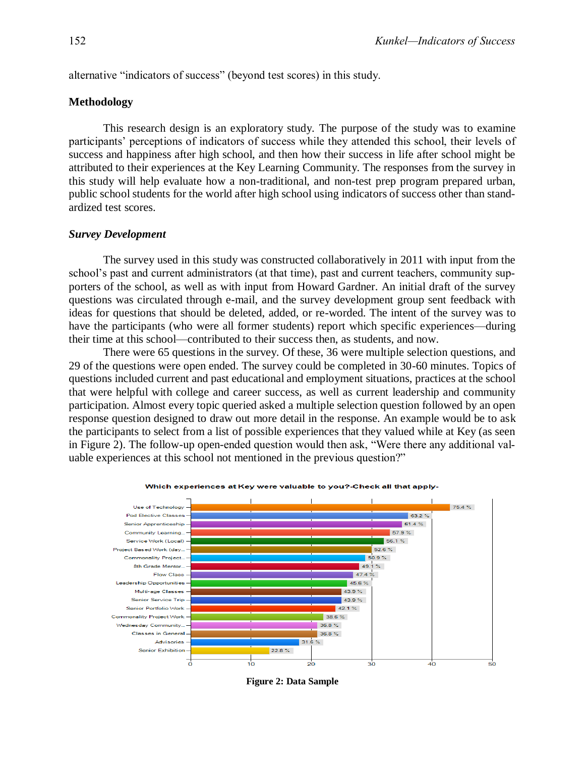alternative "indicators of success" (beyond test scores) in this study.

## Methodology

This research design is an exploratory study. The purpose of the study was to examine participants' perceptions of indicators of success while they attended this school, their levels of success and happiness after high school, and then how their success in life after school might be attributed to their experiences at the Key Learning Community. The responses from the survey in this study will help evaluate how a non-traditional, and non-test prep program prepared urban, public school students for the world after high school using indicators of success other than standardized test scores.

### *Survey Development*

The survey used in this study was constructed collaboratively in 2011 with input from the school's past and current administrators (at that time), past and current teachers, community supporters of the school, as well as with input from Howard Gardner. An initial draft of the survey questions was circulated through e-mail, and the survey development group sent feedback with ideas for questions that should be deleted, added, or re-worded. The intent of the survey was to have the participants (who were all former students) report which specific experiences—during their time at this school—contributed to their success then, as students, and now.

There were 65 questions in the survey. Of these, 36 were multiple selection questions, and 29 of the questions were open ended. The survey could be completed in 30-60 minutes. Topics of questions included current and past educational and employment situations, practices at the school that were helpful with college and career success, as well as current leadership and community participation. Almost every topic queried asked a multiple selection question followed by an open response question designed to draw out more detail in the response. An example would be to ask the participants to select from a list of possible experiences that they valued while at Key (as seen in Figure 2). The follow-up open-ended question would then ask, "Were there any additional valuable experiences at this school not mentioned in the previous question?"

**Which experiences at Key were valuable to you?-Check all that apply-**

| Experience | Percent |
|---|---|
| Use of Technology | 75.4 % |
| Pod Elective Classes | 63.2 % |
| Senior Apprenticeship | 61.4 % |
| Community Learning... | 57.9 % |
| Service Work (Local) | 56.1 % |
| Project Based Work (day... | 52.6 % |
| Commonality Project... | 50.9 % |
| 8th Grade Mentor... | 49.1 % |
| Flow Class | 47.4 % |
| Leadership Opportunities | 45.6 % |
| Multi-age Classes | 43.9 % |
| Senior Service Trip | 43.9 % |
| Senior Portfolio Work | 42.1 % |
| Commonality Project Work | 38.6 % |
| Wednesday Community... | 36.8 % |
| Classes in General | 36.8 % |
| Advisories | 31.6 % |
| Senior Exhibition | 22.8 % |

**Figure 2: Data Sample**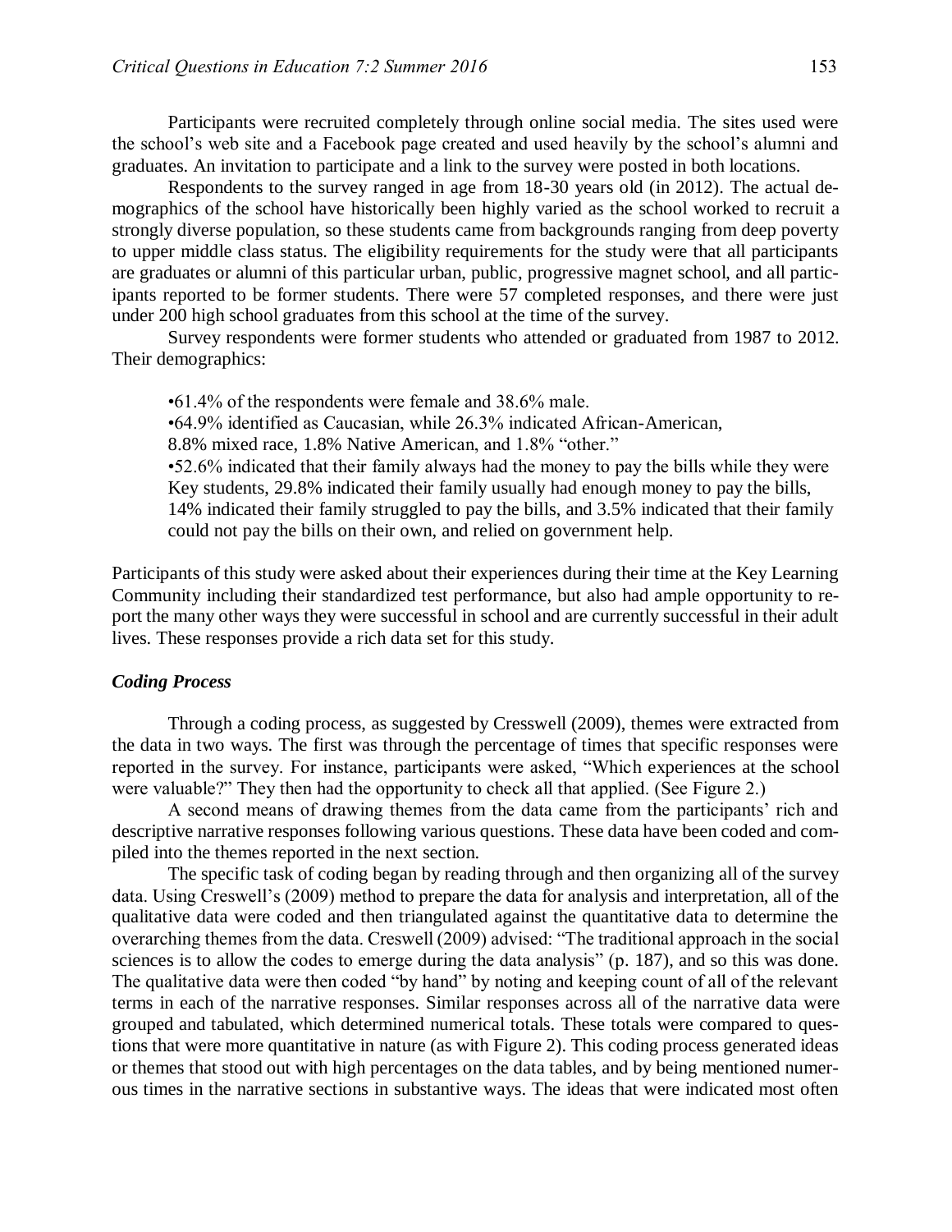Participants were recruited completely through online social media. The sites used were the school's web site and a Facebook page created and used heavily by the school's alumni and graduates. An invitation to participate and a link to the survey were posted in both locations.

Respondents to the survey ranged in age from 18-30 years old (in 2012). The actual demographics of the school have historically been highly varied as the school worked to recruit a strongly diverse population, so these students came from backgrounds ranging from deep poverty to upper middle class status. The eligibility requirements for the study were that all participants are graduates or alumni of this particular urban, public, progressive magnet school, and all participants reported to be former students. There were 57 completed responses, and there were just under 200 high school graduates from this school at the time of the survey.

Survey respondents were former students who attended or graduated from 1987 to 2012. Their demographics:

•61.4% of the respondents were female and 38.6% male.
•64.9% identified as Caucasian, while 26.3% indicated African-American, 8.8% mixed race, 1.8% Native American, and 1.8% "other."
•52.6% indicated that their family always had the money to pay the bills while they were Key students, 29.8% indicated their family usually had enough money to pay the bills, 14% indicated their family struggled to pay the bills, and 3.5% indicated that their family could not pay the bills on their own, and relied on government help.

Participants of this study were asked about their experiences during their time at the Key Learning Community including their standardized test performance, but also had ample opportunity to report the many other ways they were successful in school and are currently successful in their adult lives. These responses provide a rich data set for this study.

### *Coding Process*

Through a coding process, as suggested by Cresswell (2009), themes were extracted from the data in two ways. The first was through the percentage of times that specific responses were reported in the survey. For instance, participants were asked, "Which experiences at the school were valuable?" They then had the opportunity to check all that applied. (See Figure 2.)

A second means of drawing themes from the data came from the participants' rich and descriptive narrative responses following various questions. These data have been coded and compiled into the themes reported in the next section.

The specific task of coding began by reading through and then organizing all of the survey data. Using Creswell's (2009) method to prepare the data for analysis and interpretation, all of the qualitative data were coded and then triangulated against the quantitative data to determine the overarching themes from the data. Creswell (2009) advised: "The traditional approach in the social sciences is to allow the codes to emerge during the data analysis" (p. 187), and so this was done. The qualitative data were then coded "by hand" by noting and keeping count of all of the relevant terms in each of the narrative responses. Similar responses across all of the narrative data were grouped and tabulated, which determined numerical totals. These totals were compared to questions that were more quantitative in nature (as with Figure 2). This coding process generated ideas or themes that stood out with high percentages on the data tables, and by being mentioned numerous times in the narrative sections in substantive ways. The ideas that were indicated most often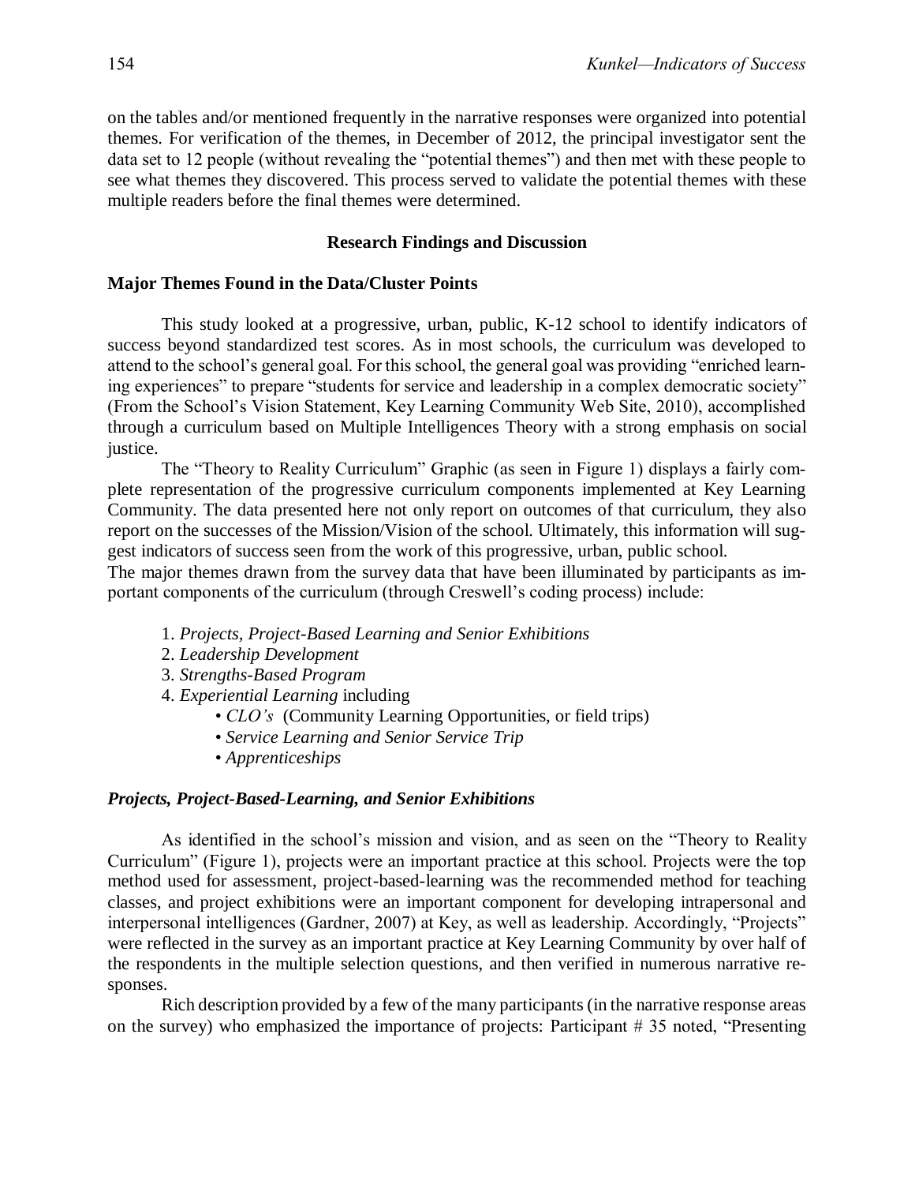on the tables and/or mentioned frequently in the narrative responses were organized into potential themes. For verification of the themes, in December of 2012, the principal investigator sent the data set to 12 people (without revealing the "potential themes") and then met with these people to see what themes they discovered. This process served to validate the potential themes with these multiple readers before the final themes were determined.

## Research Findings and Discussion

### Major Themes Found in the Data/Cluster Points

This study looked at a progressive, urban, public, K-12 school to identify indicators of success beyond standardized test scores. As in most schools, the curriculum was developed to attend to the school's general goal. For this school, the general goal was providing "enriched learning experiences" to prepare "students for service and leadership in a complex democratic society" (From the School's Vision Statement, Key Learning Community Web Site, 2010), accomplished through a curriculum based on Multiple Intelligences Theory with a strong emphasis on social justice.

The "Theory to Reality Curriculum" Graphic (as seen in Figure 1) displays a fairly complete representation of the progressive curriculum components implemented at Key Learning Community. The data presented here not only report on outcomes of that curriculum, they also report on the successes of the Mission/Vision of the school. Ultimately, this information will suggest indicators of success seen from the work of this progressive, urban, public school.

The major themes drawn from the survey data that have been illuminated by participants as important components of the curriculum (through Creswell's coding process) include:

1. *Projects, Project-Based Learning and Senior Exhibitions*
2. *Leadership Development*
3. *Strengths-Based Program*
4. *Experiential Learning* including
   - *CLO's* (Community Learning Opportunities, or field trips)
   - *Service Learning and Senior Service Trip*
   - *Apprenticeships*

### *Projects, Project-Based-Learning, and Senior Exhibitions*

As identified in the school's mission and vision, and as seen on the "Theory to Reality Curriculum" (Figure 1), projects were an important practice at this school. Projects were the top method used for assessment, project-based-learning was the recommended method for teaching classes, and project exhibitions were an important component for developing intrapersonal and interpersonal intelligences (Gardner, 2007) at Key, as well as leadership. Accordingly, "Projects" were reflected in the survey as an important practice at Key Learning Community by over half of the respondents in the multiple selection questions, and then verified in numerous narrative responses.

Rich description provided by a few of the many participants (in the narrative response areas on the survey) who emphasized the importance of projects: Participant # 35 noted, "Presenting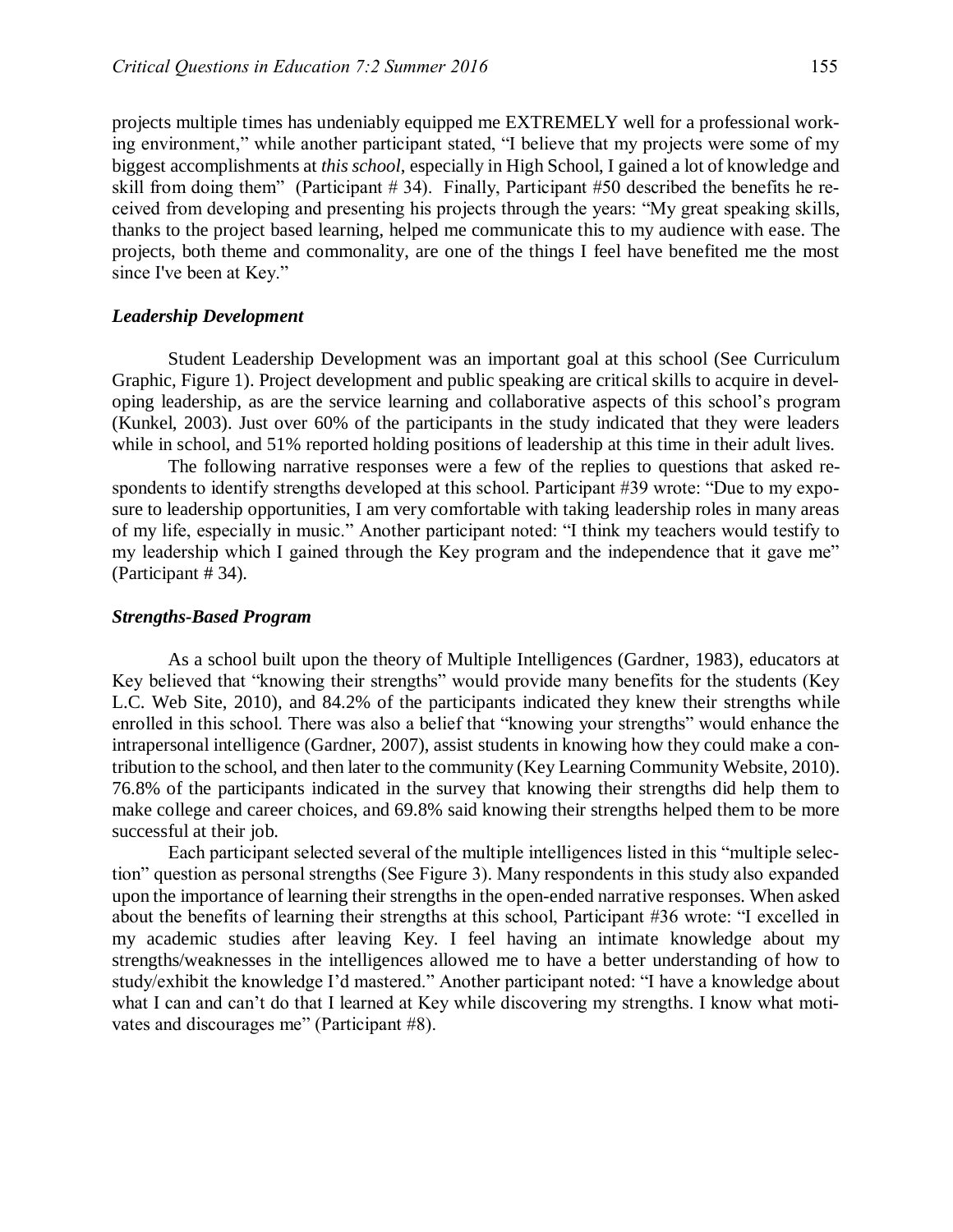projects multiple times has undeniably equipped me EXTREMELY well for a professional working environment," while another participant stated, "I believe that my projects were some of my biggest accomplishments at *this school*, especially in High School, I gained a lot of knowledge and skill from doing them" (Participant # 34). Finally, Participant #50 described the benefits he received from developing and presenting his projects through the years: "My great speaking skills, thanks to the project based learning, helped me communicate this to my audience with ease. The projects, both theme and commonality, are one of the things I feel have benefited me the most since I've been at Key."

### *Leadership Development*

Student Leadership Development was an important goal at this school (See Curriculum Graphic, Figure 1). Project development and public speaking are critical skills to acquire in developing leadership, as are the service learning and collaborative aspects of this school's program (Kunkel, 2003). Just over 60% of the participants in the study indicated that they were leaders while in school, and 51% reported holding positions of leadership at this time in their adult lives.

The following narrative responses were a few of the replies to questions that asked respondents to identify strengths developed at this school. Participant #39 wrote: "Due to my exposure to leadership opportunities, I am very comfortable with taking leadership roles in many areas of my life, especially in music." Another participant noted: "I think my teachers would testify to my leadership which I gained through the Key program and the independence that it gave me" (Participant # 34).

### *Strengths-Based Program*

As a school built upon the theory of Multiple Intelligences (Gardner, 1983), educators at Key believed that "knowing their strengths" would provide many benefits for the students (Key L.C. Web Site, 2010), and 84.2% of the participants indicated they knew their strengths while enrolled in this school. There was also a belief that "knowing your strengths" would enhance the intrapersonal intelligence (Gardner, 2007), assist students in knowing how they could make a contribution to the school, and then later to the community (Key Learning Community Website, 2010). 76.8% of the participants indicated in the survey that knowing their strengths did help them to make college and career choices, and 69.8% said knowing their strengths helped them to be more successful at their job.

Each participant selected several of the multiple intelligences listed in this "multiple selection" question as personal strengths (See Figure 3). Many respondents in this study also expanded upon the importance of learning their strengths in the open-ended narrative responses. When asked about the benefits of learning their strengths at this school, Participant #36 wrote: "I excelled in my academic studies after leaving Key. I feel having an intimate knowledge about my strengths/weaknesses in the intelligences allowed me to have a better understanding of how to study/exhibit the knowledge I'd mastered." Another participant noted: "I have a knowledge about what I can and can't do that I learned at Key while discovering my strengths. I know what motivates and discourages me" (Participant #8).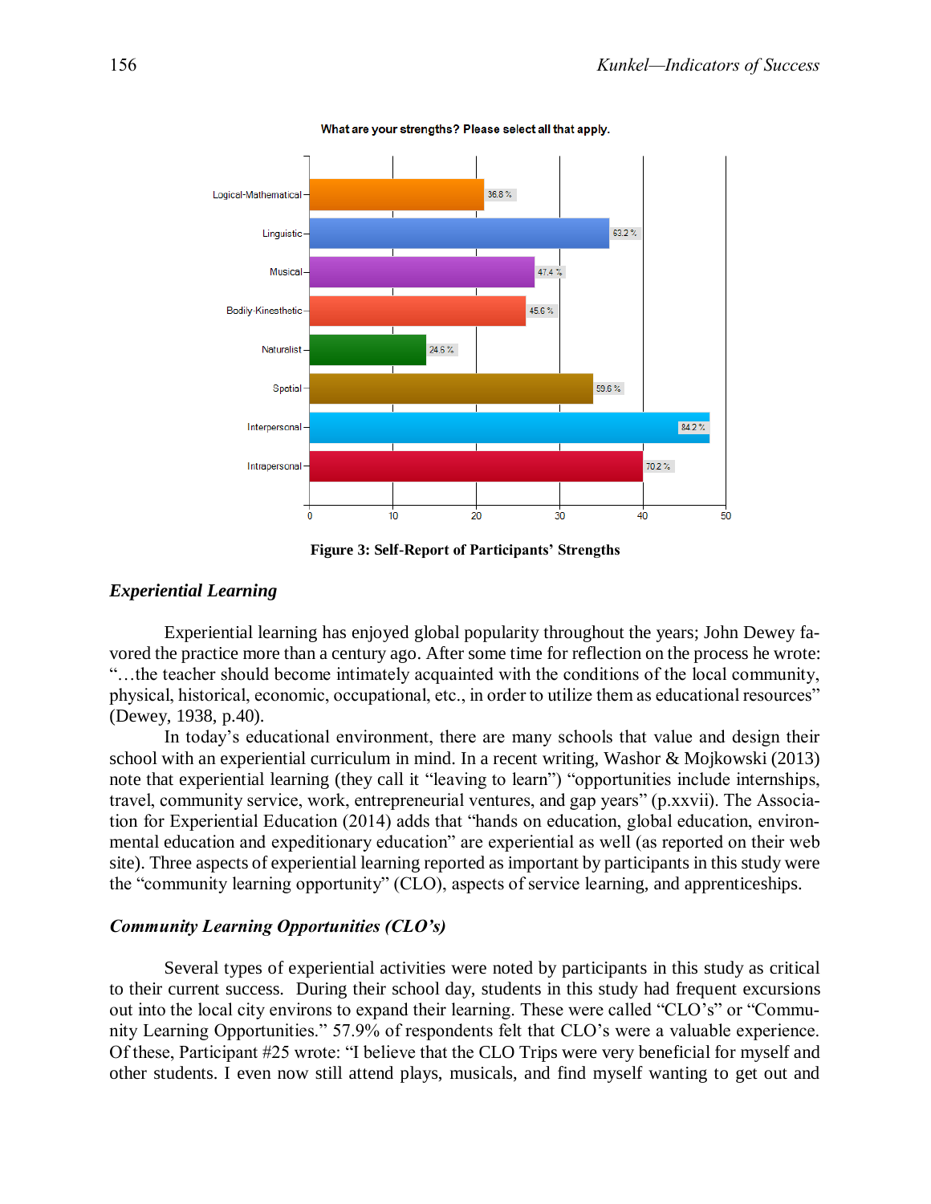What are your strengths? Please select all that apply.

| Strength | Percentage |
| --- | --- |
| Logical-Mathematical | 36.8 % |
| Linguistic | 63.2 % |
| Musical | 47.4 % |
| Bodily-Kinesthetic | 45.6 % |
| Naturalist | 24.6 % |
| Spatial | 59.6 % |
| Interpersonal | 84.2 % |
| Intrapersonal | 70.2 % |

**Figure 3: Self-Report of Participants' Strengths**

### *Experiential Learning*

Experiential learning has enjoyed global popularity throughout the years; John Dewey favored the practice more than a century ago. After some time for reflection on the process he wrote: "…the teacher should become intimately acquainted with the conditions of the local community, physical, historical, economic, occupational, etc., in order to utilize them as educational resources" (Dewey, 1938, p.40).

In today's educational environment, there are many schools that value and design their school with an experiential curriculum in mind. In a recent writing, Washor & Mojkowski (2013) note that experiential learning (they call it "leaving to learn") "opportunities include internships, travel, community service, work, entrepreneurial ventures, and gap years" (p.xxvii). The Association for Experiential Education (2014) adds that "hands on education, global education, environmental education and expeditionary education" are experiential as well (as reported on their web site). Three aspects of experiential learning reported as important by participants in this study were the "community learning opportunity" (CLO), aspects of service learning, and apprenticeships.

### *Community Learning Opportunities (CLO's)*

Several types of experiential activities were noted by participants in this study as critical to their current success. During their school day, students in this study had frequent excursions out into the local city environs to expand their learning. These were called "CLO's" or "Community Learning Opportunities." 57.9% of respondents felt that CLO's were a valuable experience. Of these, Participant #25 wrote: "I believe that the CLO Trips were very beneficial for myself and other students. I even now still attend plays, musicals, and find myself wanting to get out and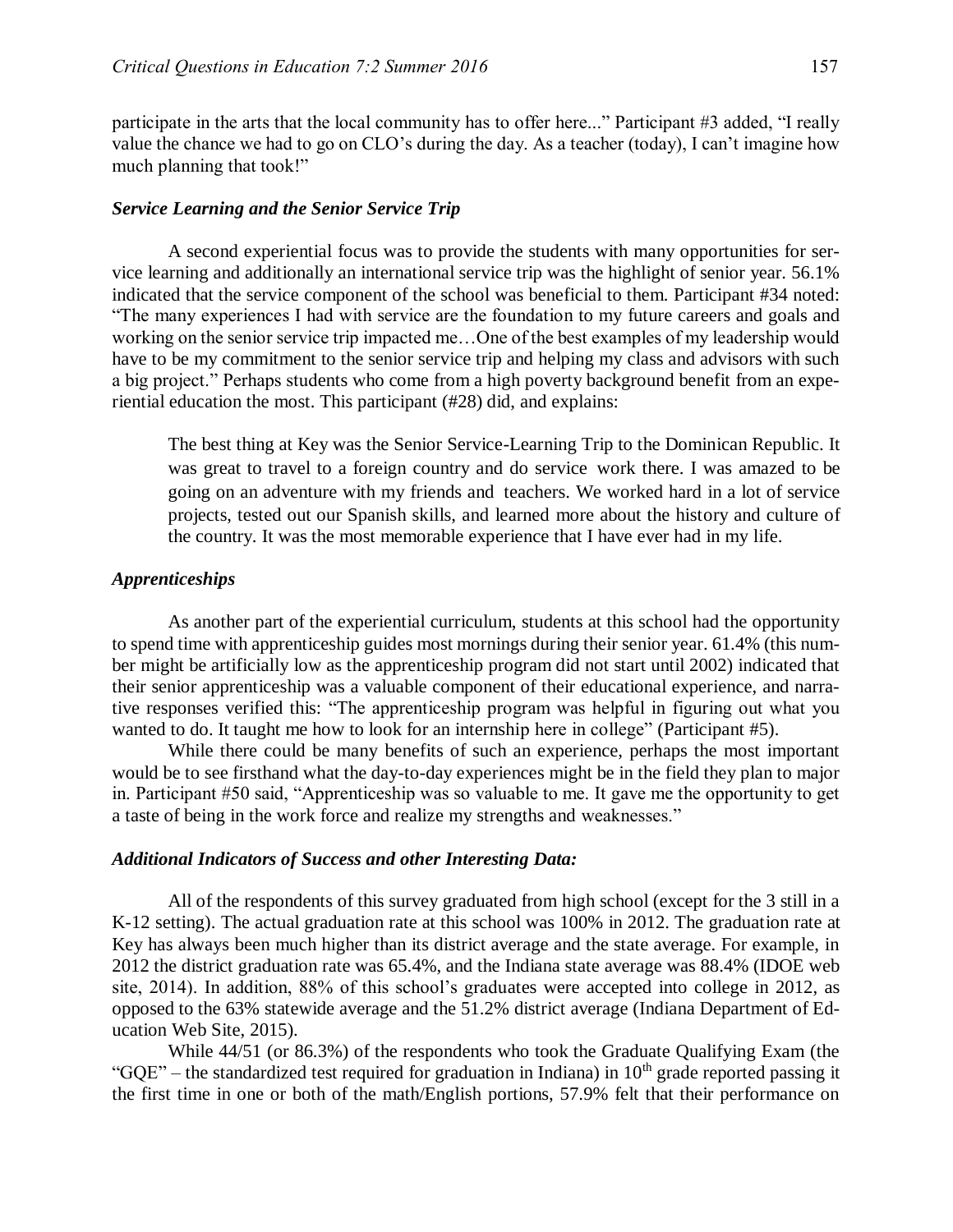participate in the arts that the local community has to offer here..." Participant #3 added, "I really value the chance we had to go on CLO's during the day. As a teacher (today), I can't imagine how much planning that took!"

### *Service Learning and the Senior Service Trip*

A second experiential focus was to provide the students with many opportunities for service learning and additionally an international service trip was the highlight of senior year. 56.1% indicated that the service component of the school was beneficial to them. Participant #34 noted: "The many experiences I had with service are the foundation to my future careers and goals and working on the senior service trip impacted me…One of the best examples of my leadership would have to be my commitment to the senior service trip and helping my class and advisors with such a big project." Perhaps students who come from a high poverty background benefit from an experiential education the most. This participant (#28) did, and explains:

> The best thing at Key was the Senior Service-Learning Trip to the Dominican Republic. It was great to travel to a foreign country and do service work there. I was amazed to be going on an adventure with my friends and teachers. We worked hard in a lot of service projects, tested out our Spanish skills, and learned more about the history and culture of the country. It was the most memorable experience that I have ever had in my life.

### *Apprenticeships*

As another part of the experiential curriculum, students at this school had the opportunity to spend time with apprenticeship guides most mornings during their senior year. 61.4% (this number might be artificially low as the apprenticeship program did not start until 2002) indicated that their senior apprenticeship was a valuable component of their educational experience, and narrative responses verified this: "The apprenticeship program was helpful in figuring out what you wanted to do. It taught me how to look for an internship here in college" (Participant #5).

While there could be many benefits of such an experience, perhaps the most important would be to see firsthand what the day-to-day experiences might be in the field they plan to major in. Participant #50 said, "Apprenticeship was so valuable to me. It gave me the opportunity to get a taste of being in the work force and realize my strengths and weaknesses."

### *Additional Indicators of Success and other Interesting Data:*

All of the respondents of this survey graduated from high school (except for the 3 still in a K-12 setting). The actual graduation rate at this school was 100% in 2012. The graduation rate at Key has always been much higher than its district average and the state average. For example, in 2012 the district graduation rate was 65.4%, and the Indiana state average was 88.4% (IDOE web site, 2014). In addition, 88% of this school's graduates were accepted into college in 2012, as opposed to the 63% statewide average and the 51.2% district average (Indiana Department of Education Web Site, 2015).

While 44/51 (or 86.3%) of the respondents who took the Graduate Qualifying Exam (the "GQE" – the standardized test required for graduation in Indiana) in 10th grade reported passing it the first time in one or both of the math/English portions, 57.9% felt that their performance on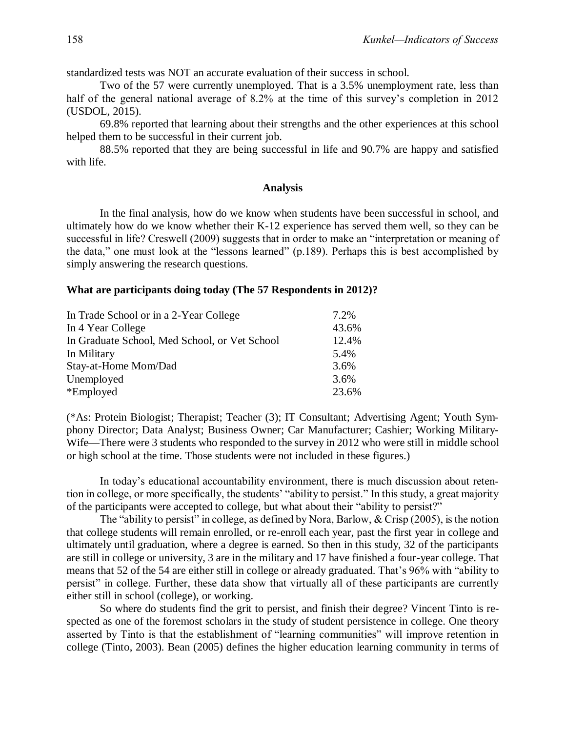standardized tests was NOT an accurate evaluation of their success in school.

Two of the 57 were currently unemployed. That is a 3.5% unemployment rate, less than half of the general national average of 8.2% at the time of this survey's completion in 2012 (USDOL, 2015).

69.8% reported that learning about their strengths and the other experiences at this school helped them to be successful in their current job.

88.5% reported that they are being successful in life and 90.7% are happy and satisfied with life.

## Analysis

In the final analysis, how do we know when students have been successful in school, and ultimately how do we know whether their K-12 experience has served them well, so they can be successful in life? Creswell (2009) suggests that in order to make an "interpretation or meaning of the data," one must look at the "lessons learned" (p.189). Perhaps this is best accomplished by simply answering the research questions.

### What are participants doing today (The 57 Respondents in 2012)?

| | |
|---|---|
| In Trade School or in a 2-Year College | 7.2% |
| In 4 Year College | 43.6% |
| In Graduate School, Med School, or Vet School | 12.4% |
| In Military | 5.4% |
| Stay-at-Home Mom/Dad | 3.6% |
| Unemployed | 3.6% |
| *Employed | 23.6% |

(*As: Protein Biologist; Therapist; Teacher (3); IT Consultant; Advertising Agent; Youth Symphony Director; Data Analyst; Business Owner; Car Manufacturer; Cashier; Working Military-Wife—There were 3 students who responded to the survey in 2012 who were still in middle school or high school at the time. Those students were not included in these figures.)

In today's educational accountability environment, there is much discussion about retention in college, or more specifically, the students' "ability to persist." In this study, a great majority of the participants were accepted to college, but what about their "ability to persist?"

The "ability to persist" in college, as defined by Nora, Barlow, & Crisp (2005), is the notion that college students will remain enrolled, or re-enroll each year, past the first year in college and ultimately until graduation, where a degree is earned. So then in this study, 32 of the participants are still in college or university, 3 are in the military and 17 have finished a four-year college. That means that 52 of the 54 are either still in college or already graduated. That's 96% with "ability to persist" in college. Further, these data show that virtually all of these participants are currently either still in school (college), or working.

So where do students find the grit to persist, and finish their degree? Vincent Tinto is respected as one of the foremost scholars in the study of student persistence in college. One theory asserted by Tinto is that the establishment of "learning communities" will improve retention in college (Tinto, 2003). Bean (2005) defines the higher education learning community in terms of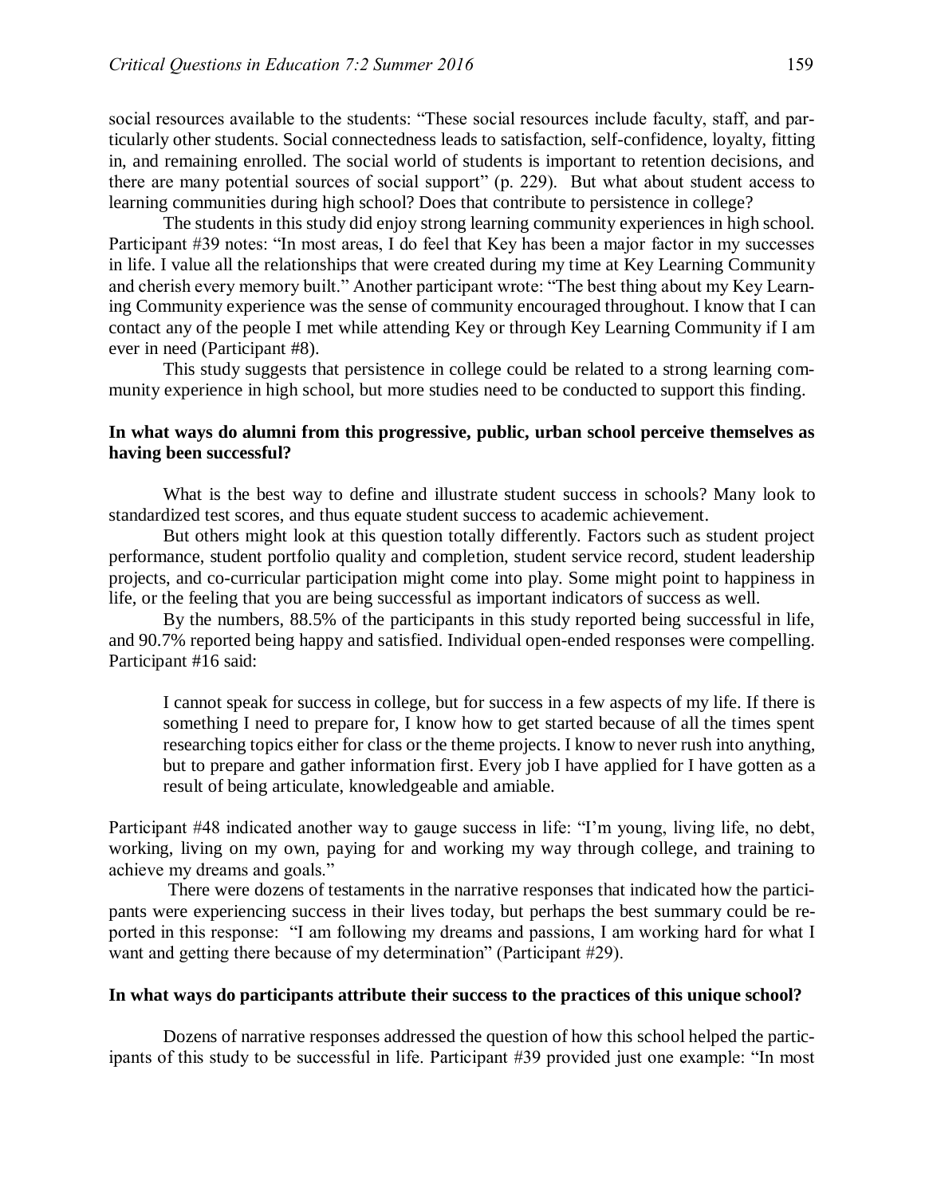social resources available to the students: "These social resources include faculty, staff, and particularly other students. Social connectedness leads to satisfaction, self-confidence, loyalty, fitting in, and remaining enrolled. The social world of students is important to retention decisions, and there are many potential sources of social support" (p. 229). But what about student access to learning communities during high school? Does that contribute to persistence in college?

The students in this study did enjoy strong learning community experiences in high school. Participant #39 notes: "In most areas, I do feel that Key has been a major factor in my successes in life. I value all the relationships that were created during my time at Key Learning Community and cherish every memory built." Another participant wrote: "The best thing about my Key Learning Community experience was the sense of community encouraged throughout. I know that I can contact any of the people I met while attending Key or through Key Learning Community if I am ever in need (Participant #8).

This study suggests that persistence in college could be related to a strong learning community experience in high school, but more studies need to be conducted to support this finding.

### In what ways do alumni from this progressive, public, urban school perceive themselves as having been successful?

What is the best way to define and illustrate student success in schools? Many look to standardized test scores, and thus equate student success to academic achievement.

But others might look at this question totally differently. Factors such as student project performance, student portfolio quality and completion, student service record, student leadership projects, and co-curricular participation might come into play. Some might point to happiness in life, or the feeling that you are being successful as important indicators of success as well.

By the numbers, 88.5% of the participants in this study reported being successful in life, and 90.7% reported being happy and satisfied. Individual open-ended responses were compelling. Participant #16 said:

> I cannot speak for success in college, but for success in a few aspects of my life. If there is something I need to prepare for, I know how to get started because of all the times spent researching topics either for class or the theme projects. I know to never rush into anything, but to prepare and gather information first. Every job I have applied for I have gotten as a result of being articulate, knowledgeable and amiable.

Participant #48 indicated another way to gauge success in life: "I'm young, living life, no debt, working, living on my own, paying for and working my way through college, and training to achieve my dreams and goals."

There were dozens of testaments in the narrative responses that indicated how the participants were experiencing success in their lives today, but perhaps the best summary could be reported in this response: "I am following my dreams and passions, I am working hard for what I want and getting there because of my determination" (Participant #29).

### In what ways do participants attribute their success to the practices of this unique school?

Dozens of narrative responses addressed the question of how this school helped the participants of this study to be successful in life. Participant #39 provided just one example: "In most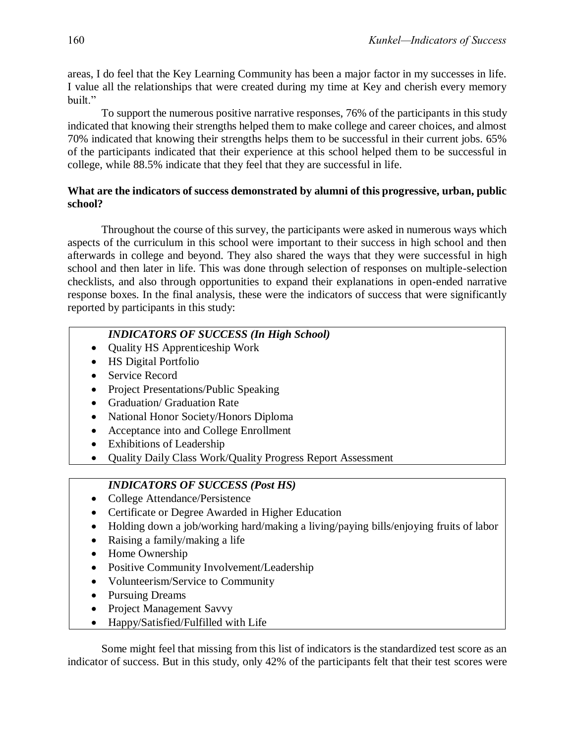areas, I do feel that the Key Learning Community has been a major factor in my successes in life. I value all the relationships that were created during my time at Key and cherish every memory built."

To support the numerous positive narrative responses, 76% of the participants in this study indicated that knowing their strengths helped them to make college and career choices, and almost 70% indicated that knowing their strengths helps them to be successful in their current jobs. 65% of the participants indicated that their experience at this school helped them to be successful in college, while 88.5% indicate that they feel that they are successful in life.

**What are the indicators of success demonstrated by alumni of this progressive, urban, public school?**

Throughout the course of this survey, the participants were asked in numerous ways which aspects of the curriculum in this school were important to their success in high school and then afterwards in college and beyond. They also shared the ways that they were successful in high school and then later in life. This was done through selection of responses on multiple-selection checklists, and also through opportunities to expand their explanations in open-ended narrative response boxes. In the final analysis, these were the indicators of success that were significantly reported by participants in this study:

***INDICATORS OF SUCCESS (In High School)***

- Quality HS Apprenticeship Work
- HS Digital Portfolio
- Service Record
- Project Presentations/Public Speaking
- Graduation/ Graduation Rate
- National Honor Society/Honors Diploma
- Acceptance into and College Enrollment
- Exhibitions of Leadership
- Quality Daily Class Work/Quality Progress Report Assessment

***INDICATORS OF SUCCESS (Post HS)***

- College Attendance/Persistence
- Certificate or Degree Awarded in Higher Education
- Holding down a job/working hard/making a living/paying bills/enjoying fruits of labor
- Raising a family/making a life
- Home Ownership
- Positive Community Involvement/Leadership
- Volunteerism/Service to Community
- Pursuing Dreams
- Project Management Savvy
- Happy/Satisfied/Fulfilled with Life

Some might feel that missing from this list of indicators is the standardized test score as an indicator of success. But in this study, only 42% of the participants felt that their test scores were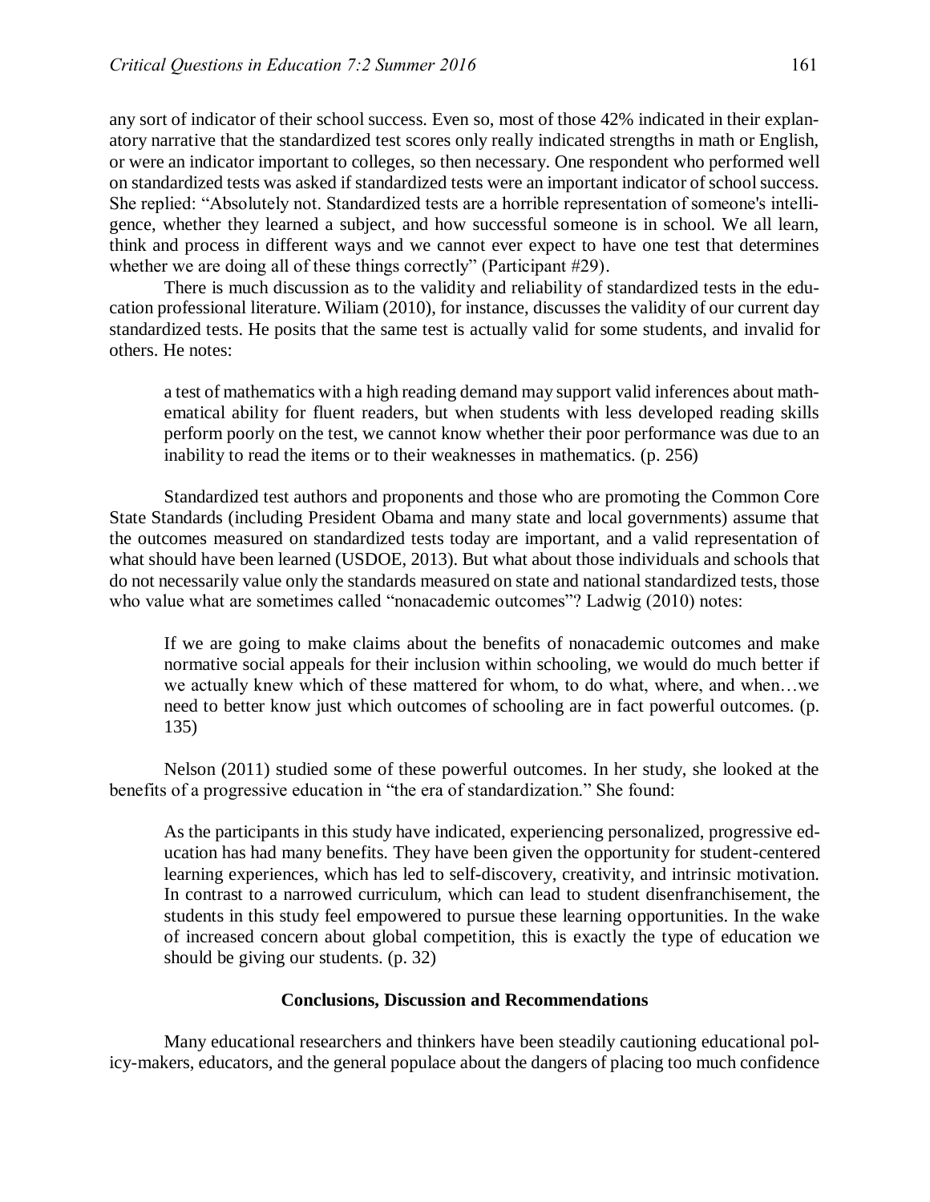any sort of indicator of their school success. Even so, most of those 42% indicated in their explanatory narrative that the standardized test scores only really indicated strengths in math or English, or were an indicator important to colleges, so then necessary. One respondent who performed well on standardized tests was asked if standardized tests were an important indicator of school success. She replied: "Absolutely not. Standardized tests are a horrible representation of someone's intelligence, whether they learned a subject, and how successful someone is in school. We all learn, think and process in different ways and we cannot ever expect to have one test that determines whether we are doing all of these things correctly" (Participant #29).

There is much discussion as to the validity and reliability of standardized tests in the education professional literature. Wiliam (2010), for instance, discusses the validity of our current day standardized tests. He posits that the same test is actually valid for some students, and invalid for others. He notes:

> a test of mathematics with a high reading demand may support valid inferences about mathematical ability for fluent readers, but when students with less developed reading skills perform poorly on the test, we cannot know whether their poor performance was due to an inability to read the items or to their weaknesses in mathematics. (p. 256)

Standardized test authors and proponents and those who are promoting the Common Core State Standards (including President Obama and many state and local governments) assume that the outcomes measured on standardized tests today are important, and a valid representation of what should have been learned (USDOE, 2013). But what about those individuals and schools that do not necessarily value only the standards measured on state and national standardized tests, those who value what are sometimes called "nonacademic outcomes"? Ladwig (2010) notes:

> If we are going to make claims about the benefits of nonacademic outcomes and make normative social appeals for their inclusion within schooling, we would do much better if we actually knew which of these mattered for whom, to do what, where, and when…we need to better know just which outcomes of schooling are in fact powerful outcomes. (p. 135)

Nelson (2011) studied some of these powerful outcomes. In her study, she looked at the benefits of a progressive education in "the era of standardization." She found:

> As the participants in this study have indicated, experiencing personalized, progressive education has had many benefits. They have been given the opportunity for student-centered learning experiences, which has led to self-discovery, creativity, and intrinsic motivation. In contrast to a narrowed curriculum, which can lead to student disenfranchisement, the students in this study feel empowered to pursue these learning opportunities. In the wake of increased concern about global competition, this is exactly the type of education we should be giving our students. (p. 32)

## Conclusions, Discussion and Recommendations

Many educational researchers and thinkers have been steadily cautioning educational policy-makers, educators, and the general populace about the dangers of placing too much confidence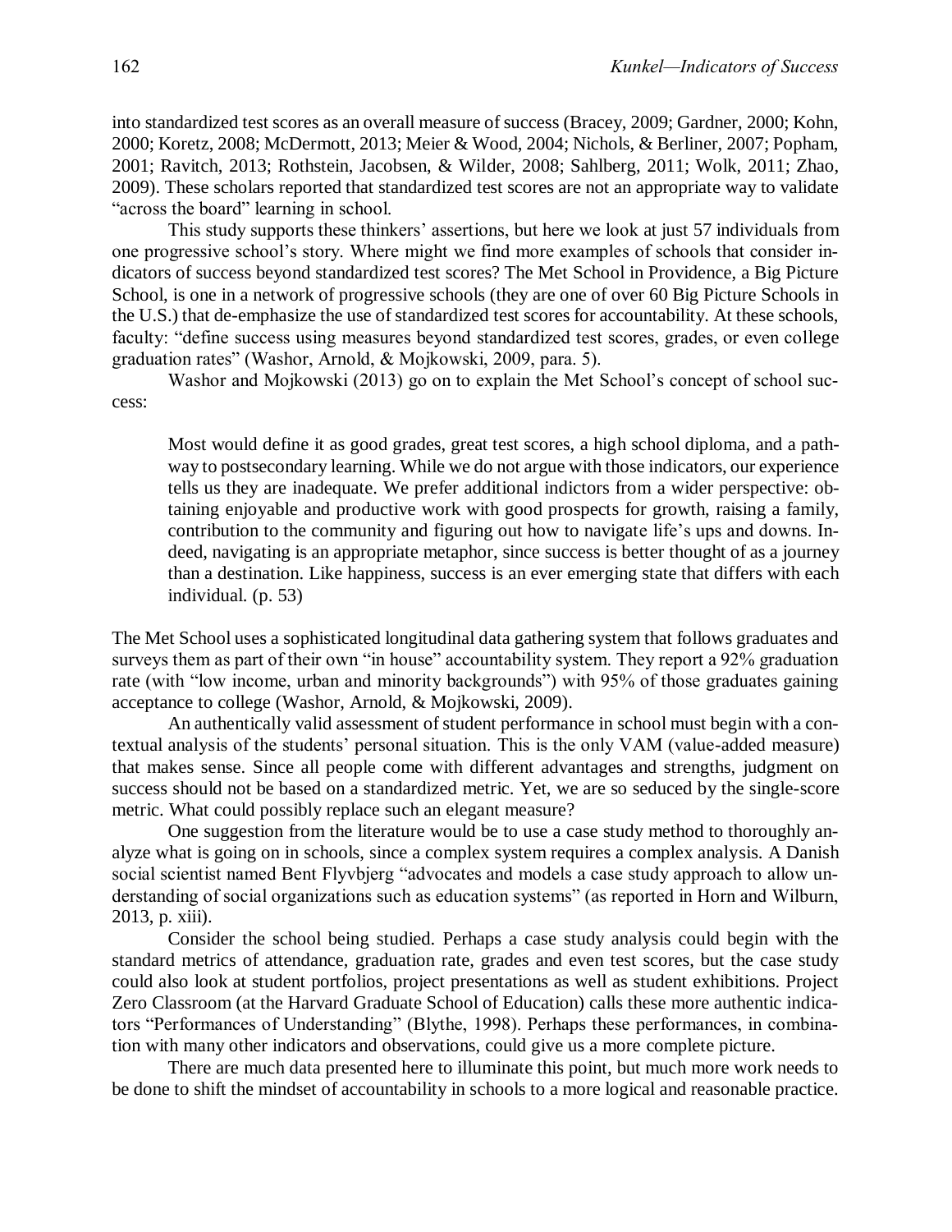into standardized test scores as an overall measure of success (Bracey, 2009; Gardner, 2000; Kohn, 2000; Koretz, 2008; McDermott, 2013; Meier & Wood, 2004; Nichols, & Berliner, 2007; Popham, 2001; Ravitch, 2013; Rothstein, Jacobsen, & Wilder, 2008; Sahlberg, 2011; Wolk, 2011; Zhao, 2009). These scholars reported that standardized test scores are not an appropriate way to validate "across the board" learning in school.

This study supports these thinkers' assertions, but here we look at just 57 individuals from one progressive school's story. Where might we find more examples of schools that consider indicators of success beyond standardized test scores? The Met School in Providence, a Big Picture School, is one in a network of progressive schools (they are one of over 60 Big Picture Schools in the U.S.) that de-emphasize the use of standardized test scores for accountability. At these schools, faculty: "define success using measures beyond standardized test scores, grades, or even college graduation rates" (Washor, Arnold, & Mojkowski, 2009, para. 5).

Washor and Mojkowski (2013) go on to explain the Met School's concept of school success:

> Most would define it as good grades, great test scores, a high school diploma, and a pathway to postsecondary learning. While we do not argue with those indicators, our experience tells us they are inadequate. We prefer additional indictors from a wider perspective: obtaining enjoyable and productive work with good prospects for growth, raising a family, contribution to the community and figuring out how to navigate life's ups and downs. Indeed, navigating is an appropriate metaphor, since success is better thought of as a journey than a destination. Like happiness, success is an ever emerging state that differs with each individual. (p. 53)

The Met School uses a sophisticated longitudinal data gathering system that follows graduates and surveys them as part of their own "in house" accountability system. They report a 92% graduation rate (with "low income, urban and minority backgrounds") with 95% of those graduates gaining acceptance to college (Washor, Arnold, & Mojkowski, 2009).

An authentically valid assessment of student performance in school must begin with a contextual analysis of the students' personal situation. This is the only VAM (value-added measure) that makes sense. Since all people come with different advantages and strengths, judgment on success should not be based on a standardized metric. Yet, we are so seduced by the single-score metric. What could possibly replace such an elegant measure?

One suggestion from the literature would be to use a case study method to thoroughly analyze what is going on in schools, since a complex system requires a complex analysis. A Danish social scientist named Bent Flyvbjerg "advocates and models a case study approach to allow understanding of social organizations such as education systems" (as reported in Horn and Wilburn, 2013, p. xiii).

Consider the school being studied. Perhaps a case study analysis could begin with the standard metrics of attendance, graduation rate, grades and even test scores, but the case study could also look at student portfolios, project presentations as well as student exhibitions. Project Zero Classroom (at the Harvard Graduate School of Education) calls these more authentic indicators "Performances of Understanding" (Blythe, 1998). Perhaps these performances, in combination with many other indicators and observations, could give us a more complete picture.

There are much data presented here to illuminate this point, but much more work needs to be done to shift the mindset of accountability in schools to a more logical and reasonable practice.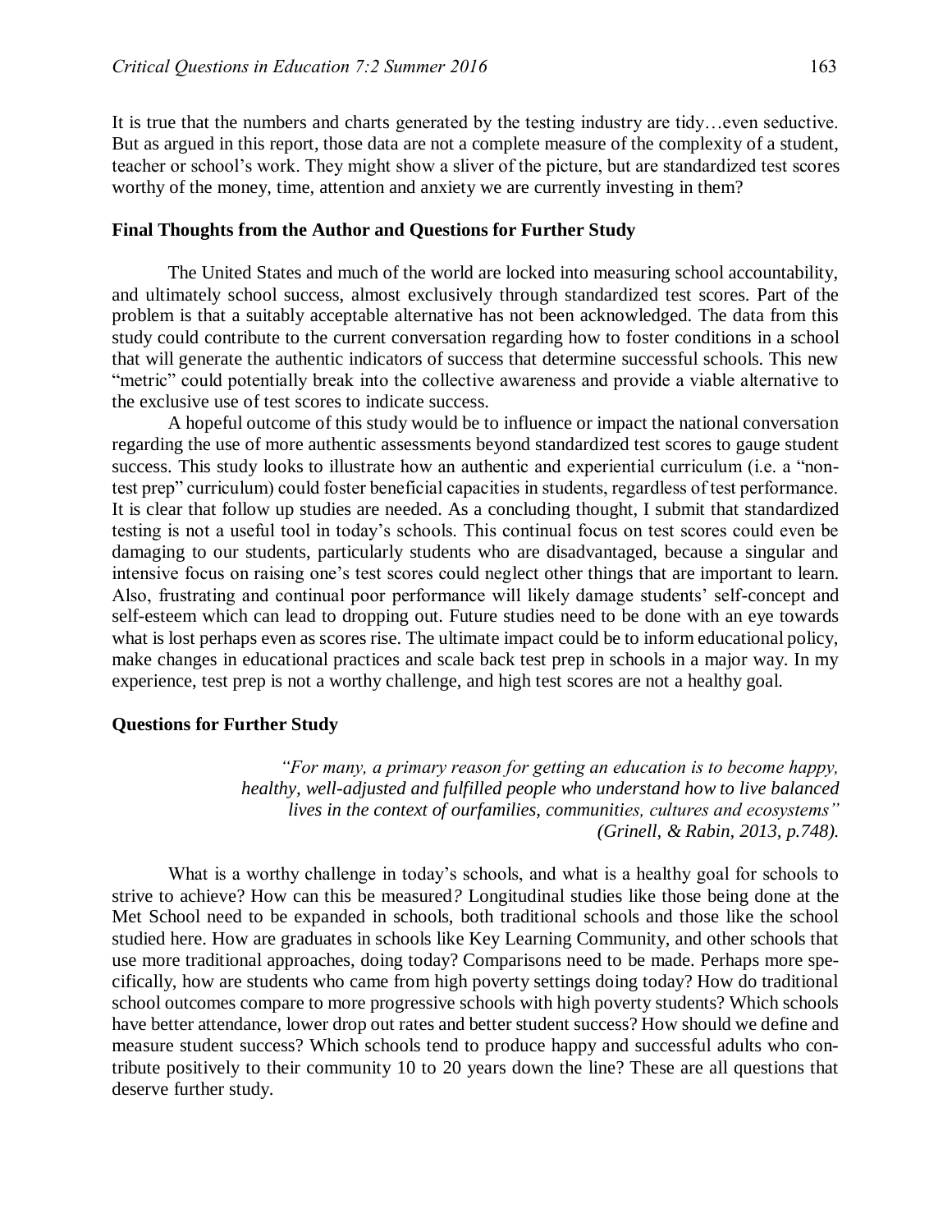It is true that the numbers and charts generated by the testing industry are tidy…even seductive. But as argued in this report, those data are not a complete measure of the complexity of a student, teacher or school's work. They might show a sliver of the picture, but are standardized test scores worthy of the money, time, attention and anxiety we are currently investing in them?

**Final Thoughts from the Author and Questions for Further Study**

The United States and much of the world are locked into measuring school accountability, and ultimately school success, almost exclusively through standardized test scores. Part of the problem is that a suitably acceptable alternative has not been acknowledged. The data from this study could contribute to the current conversation regarding how to foster conditions in a school that will generate the authentic indicators of success that determine successful schools. This new "metric" could potentially break into the collective awareness and provide a viable alternative to the exclusive use of test scores to indicate success.

A hopeful outcome of this study would be to influence or impact the national conversation regarding the use of more authentic assessments beyond standardized test scores to gauge student success. This study looks to illustrate how an authentic and experiential curriculum (i.e. a "non-test prep" curriculum) could foster beneficial capacities in students, regardless of test performance. It is clear that follow up studies are needed. As a concluding thought, I submit that standardized testing is not a useful tool in today's schools. This continual focus on test scores could even be damaging to our students, particularly students who are disadvantaged, because a singular and intensive focus on raising one's test scores could neglect other things that are important to learn. Also, frustrating and continual poor performance will likely damage students' self-concept and self-esteem which can lead to dropping out. Future studies need to be done with an eye towards what is lost perhaps even as scores rise. The ultimate impact could be to inform educational policy, make changes in educational practices and scale back test prep in schools in a major way. In my experience, test prep is not a worthy challenge, and high test scores are not a healthy goal.

**Questions for Further Study**

> *"For many, a primary reason for getting an education is to become happy, healthy, well-adjusted and fulfilled people who understand how to live balanced lives in the context of ourfamilies, communities, cultures and ecosystems" (Grinell, & Rabin, 2013, p.748).*

What is a worthy challenge in today's schools, and what is a healthy goal for schools to strive to achieve? How can this be measured*?* Longitudinal studies like those being done at the Met School need to be expanded in schools, both traditional schools and those like the school studied here. How are graduates in schools like Key Learning Community, and other schools that use more traditional approaches, doing today? Comparisons need to be made. Perhaps more specifically, how are students who came from high poverty settings doing today? How do traditional school outcomes compare to more progressive schools with high poverty students? Which schools have better attendance, lower drop out rates and better student success? How should we define and measure student success? Which schools tend to produce happy and successful adults who contribute positively to their community 10 to 20 years down the line? These are all questions that deserve further study.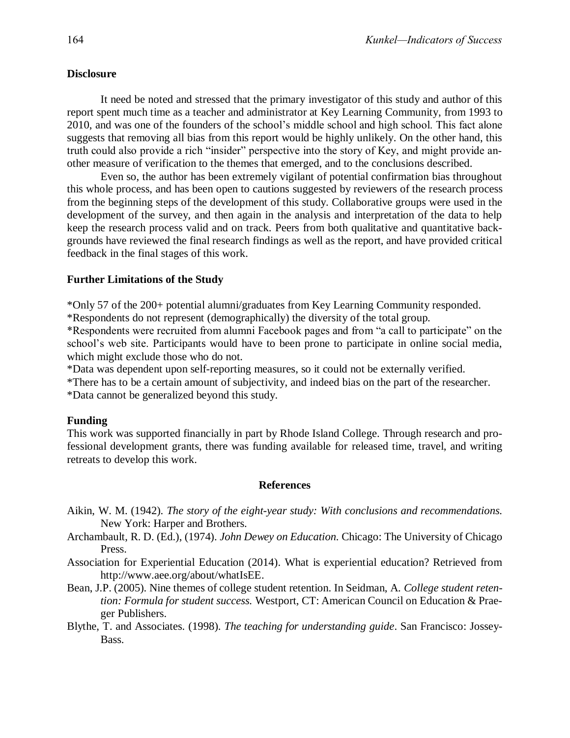### Disclosure

It need be noted and stressed that the primary investigator of this study and author of this report spent much time as a teacher and administrator at Key Learning Community, from 1993 to 2010, and was one of the founders of the school's middle school and high school. This fact alone suggests that removing all bias from this report would be highly unlikely. On the other hand, this truth could also provide a rich "insider" perspective into the story of Key, and might provide another measure of verification to the themes that emerged, and to the conclusions described.

Even so, the author has been extremely vigilant of potential confirmation bias throughout this whole process, and has been open to cautions suggested by reviewers of the research process from the beginning steps of the development of this study. Collaborative groups were used in the development of the survey, and then again in the analysis and interpretation of the data to help keep the research process valid and on track. Peers from both qualitative and quantitative backgrounds have reviewed the final research findings as well as the report, and have provided critical feedback in the final stages of this work.

### Further Limitations of the Study

*Only 57 of the 200+ potential alumni/graduates from Key Learning Community responded.
*Respondents do not represent (demographically) the diversity of the total group.
*Respondents were recruited from alumni Facebook pages and from "a call to participate" on the school's web site. Participants would have to been prone to participate in online social media, which might exclude those who do not.
*Data was dependent upon self-reporting measures, so it could not be externally verified.
*There has to be a certain amount of subjectivity, and indeed bias on the part of the researcher.
*Data cannot be generalized beyond this study.

### Funding

This work was supported financially in part by Rhode Island College. Through research and professional development grants, there was funding available for released time, travel, and writing retreats to develop this work.

## References

Aikin, W. M. (1942). *The story of the eight-year study: With conclusions and recommendations.* New York: Harper and Brothers.

Archambault, R. D. (Ed.), (1974). *John Dewey on Education.* Chicago: The University of Chicago Press.

Association for Experiential Education (2014). What is experiential education? Retrieved from http://www.aee.org/about/whatIsEE.

Bean, J.P. (2005). Nine themes of college student retention. In Seidman, A. *College student retention: Formula for student success.* Westport, CT: American Council on Education & Praeger Publishers.

Blythe, T. and Associates. (1998). *The teaching for understanding guide*. San Francisco: Jossey-Bass.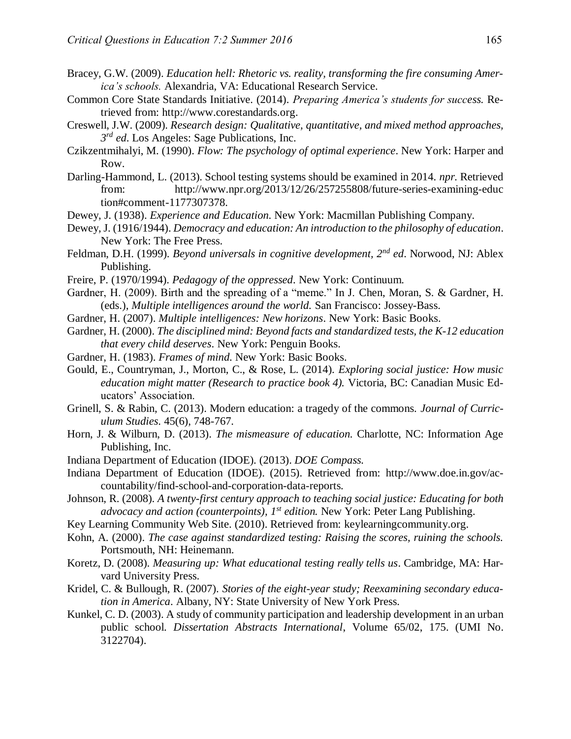Bracey, G.W. (2009). *Education hell: Rhetoric vs. reality, transforming the fire consuming America's schools.* Alexandria, VA: Educational Research Service.

Common Core State Standards Initiative. (2014). *Preparing America's students for success.* Retrieved from: http://www.corestandards.org.

Creswell, J.W. (2009). *Research design: Qualitative, quantitative, and mixed method approaches, 3rd ed*. Los Angeles: Sage Publications, Inc.

Czikzentmihalyi, M. (1990). *Flow: The psychology of optimal experience*. New York: Harper and Row.

Darling-Hammond, L. (2013). School testing systems should be examined in 2014. *npr.* Retrieved from: http://www.npr.org/2013/12/26/257255808/future-series-examining-educ tion#comment-1177307378.

Dewey, J. (1938). *Experience and Education.* New York: Macmillan Publishing Company.

Dewey, J. (1916/1944). *Democracy and education: An introduction to the philosophy of education*. New York: The Free Press.

Feldman, D.H. (1999). *Beyond universals in cognitive development, 2nd ed*. Norwood, NJ: Ablex Publishing.

Freire, P. (1970/1994). *Pedagogy of the oppressed*. New York: Continuum.

Gardner, H. (2009). Birth and the spreading of a "meme." In J. Chen, Moran, S. & Gardner, H. (eds.), *Multiple intelligences around the world.* San Francisco: Jossey-Bass.

Gardner, H. (2007). *Multiple intelligences: New horizons*. New York: Basic Books.

Gardner, H. (2000). *The disciplined mind: Beyond facts and standardized tests, the K-12 education that every child deserves*. New York: Penguin Books.

Gardner, H. (1983). *Frames of mind.* New York: Basic Books.

Gould, E., Countryman, J., Morton, C., & Rose, L. (2014). *Exploring social justice: How music education might matter (Research to practice book 4).* Victoria, BC: Canadian Music Educators' Association.

Grinell, S. & Rabin, C. (2013). Modern education: a tragedy of the commons. *Journal of Curriculum Studies*. 45(6), 748-767.

Horn, J. & Wilburn, D. (2013). *The mismeasure of education.* Charlotte, NC: Information Age Publishing, Inc.

Indiana Department of Education (IDOE). (2013). *DOE Compass.*

Indiana Department of Education (IDOE). (2015). Retrieved from: http://www.doe.in.gov/accountability/find-school-and-corporation-data-reports.

Johnson, R. (2008). *A twenty-first century approach to teaching social justice: Educating for both advocacy and action (counterpoints), 1st edition.* New York: Peter Lang Publishing.

Key Learning Community Web Site. (2010). Retrieved from: keylearningcommunity.org.

Kohn, A. (2000). *The case against standardized testing: Raising the scores, ruining the schools.* Portsmouth, NH: Heinemann.

Koretz, D. (2008). *Measuring up: What educational testing really tells us*. Cambridge, MA: Harvard University Press.

Kridel, C. & Bullough, R. (2007). *Stories of the eight-year study; Reexamining secondary education in America*. Albany, NY: State University of New York Press.

Kunkel, C. D. (2003). A study of community participation and leadership development in an urban public school. *Dissertation Abstracts International*, Volume 65/02, 175. (UMI No. 3122704).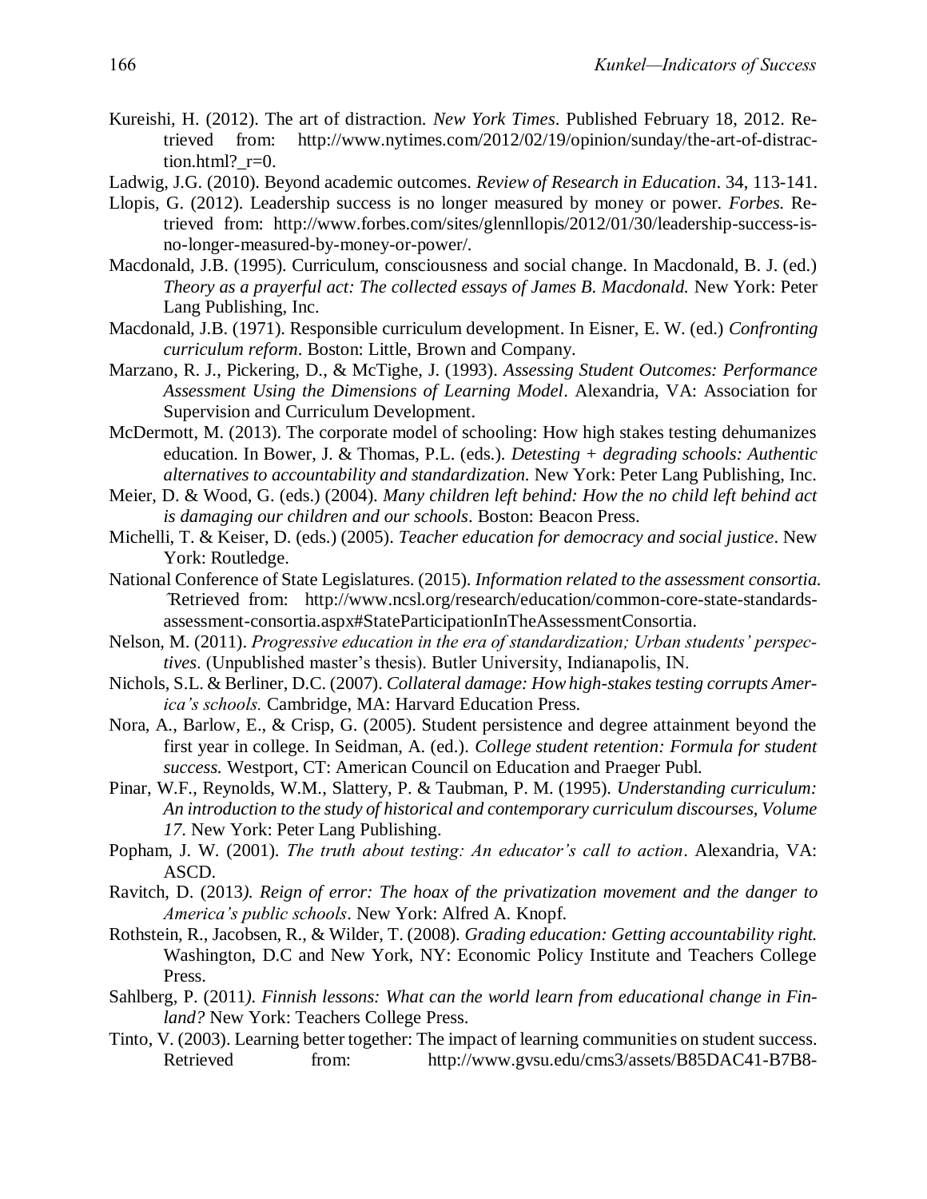Kureishi, H. (2012). The art of distraction. *New York Times*. Published February 18, 2012. Retrieved from: http://www.nytimes.com/2012/02/19/opinion/sunday/the-art-of-distraction.html?_r=0.

Ladwig, J.G. (2010). Beyond academic outcomes. *Review of Research in Education*. 34, 113-141.

Llopis, G. (2012). Leadership success is no longer measured by money or power. *Forbes.* Retrieved from: http://www.forbes.com/sites/glennllopis/2012/01/30/leadership-success-is-no-longer-measured-by-money-or-power/.

Macdonald, J.B. (1995). Curriculum, consciousness and social change. In Macdonald, B. J. (ed.) *Theory as a prayerful act: The collected essays of James B. Macdonald.* New York: Peter Lang Publishing, Inc.

Macdonald, J.B. (1971). Responsible curriculum development. In Eisner, E. W. (ed.) *Confronting curriculum reform*. Boston: Little, Brown and Company.

Marzano, R. J., Pickering, D., & McTighe, J. (1993). *Assessing Student Outcomes: Performance Assessment Using the Dimensions of Learning Model*. Alexandria, VA: Association for Supervision and Curriculum Development.

McDermott, M. (2013). The corporate model of schooling: How high stakes testing dehumanizes education. In Bower, J. & Thomas, P.L. (eds.). *Detesting + degrading schools: Authentic alternatives to accountability and standardization.* New York: Peter Lang Publishing, Inc.

Meier, D. & Wood, G. (eds.) (2004). *Many children left behind: How the no child left behind act is damaging our children and our schools*. Boston: Beacon Press.

Michelli, T. & Keiser, D. (eds.) (2005). *Teacher education for democracy and social justice*. New York: Routledge.

National Conference of State Legislatures. (2015). *Information related to the assessment consortia.* Retrieved from: http://www.ncsl.org/research/education/common-core-state-standards-assessment-consortia.aspx#StateParticipationInTheAssessmentConsortia.

Nelson, M. (2011). *Progressive education in the era of standardization; Urban students' perspectives*. (Unpublished master's thesis). Butler University, Indianapolis, IN.

Nichols, S.L. & Berliner, D.C. (2007). *Collateral damage: How high-stakes testing corrupts America's schools.* Cambridge, MA: Harvard Education Press.

Nora, A., Barlow, E., & Crisp, G. (2005). Student persistence and degree attainment beyond the first year in college. In Seidman, A. (ed.). *College student retention: Formula for student success.* Westport, CT: American Council on Education and Praeger Publ.

Pinar, W.F., Reynolds, W.M., Slattery, P. & Taubman, P. M. (1995). *Understanding curriculum: An introduction to the study of historical and contemporary curriculum discourses, Volume 17*. New York: Peter Lang Publishing.

Popham, J. W. (2001). *The truth about testing: An educator's call to action*. Alexandria, VA: ASCD.

Ravitch, D. (2013*). Reign of error: The hoax of the privatization movement and the danger to America's public schools*. New York: Alfred A. Knopf.

Rothstein, R., Jacobsen, R., & Wilder, T. (2008). *Grading education: Getting accountability right.* Washington, D.C and New York, NY: Economic Policy Institute and Teachers College Press.

Sahlberg, P. (2011*). Finnish lessons: What can the world learn from educational change in Finland?* New York: Teachers College Press.

Tinto, V. (2003). Learning better together: The impact of learning communities on student success. Retrieved from: http://www.gvsu.edu/cms3/assets/B85DAC41-B7B8-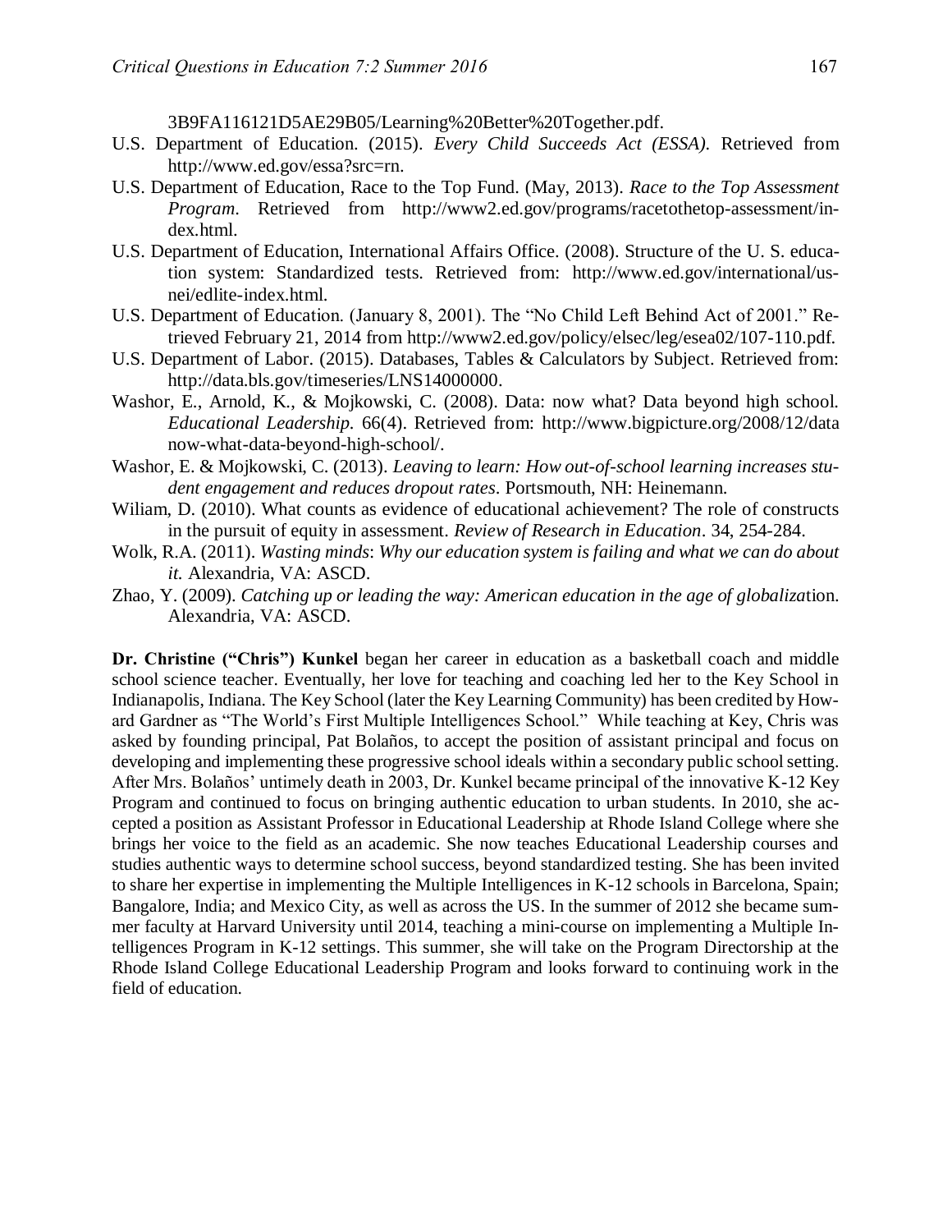3B9FA116121D5AE29B05/Learning%20Better%20Together.pdf.

U.S. Department of Education. (2015). *Every Child Succeeds Act (ESSA)*. Retrieved from http://www.ed.gov/essa?src=rn.

U.S. Department of Education, Race to the Top Fund. (May, 2013). *Race to the Top Assessment Program*. Retrieved from http://www2.ed.gov/programs/racetothetop-assessment/index.html.

U.S. Department of Education, International Affairs Office. (2008). Structure of the U. S. education system: Standardized tests. Retrieved from: http://www.ed.gov/international/usnei/edlite-index.html.

U.S. Department of Education. (January 8, 2001). The "No Child Left Behind Act of 2001." Retrieved February 21, 2014 from http://www2.ed.gov/policy/elsec/leg/esea02/107-110.pdf.

U.S. Department of Labor. (2015). Databases, Tables & Calculators by Subject. Retrieved from: http://data.bls.gov/timeseries/LNS14000000.

Washor, E., Arnold, K., & Mojkowski, C. (2008). Data: now what? Data beyond high school. *Educational Leadership*. 66(4). Retrieved from: http://www.bigpicture.org/2008/12/data now-what-data-beyond-high-school/.

Washor, E. & Mojkowski, C. (2013). *Leaving to learn: How out-of-school learning increases student engagement and reduces dropout rates*. Portsmouth, NH: Heinemann.

Wiliam, D. (2010). What counts as evidence of educational achievement? The role of constructs in the pursuit of equity in assessment. *Review of Research in Education*. 34, 254-284.

Wolk, R.A. (2011). *Wasting minds*: *Why our education system is failing and what we can do about it.* Alexandria, VA: ASCD.

Zhao, Y. (2009). *Catching up or leading the way: American education in the age of globaliza*tion. Alexandria, VA: ASCD.

**Dr. Christine ("Chris") Kunkel** began her career in education as a basketball coach and middle school science teacher. Eventually, her love for teaching and coaching led her to the Key School in Indianapolis, Indiana. The Key School (later the Key Learning Community) has been credited by Howard Gardner as "The World's First Multiple Intelligences School." While teaching at Key, Chris was asked by founding principal, Pat Bolaños, to accept the position of assistant principal and focus on developing and implementing these progressive school ideals within a secondary public school setting. After Mrs. Bolaños' untimely death in 2003, Dr. Kunkel became principal of the innovative K-12 Key Program and continued to focus on bringing authentic education to urban students. In 2010, she accepted a position as Assistant Professor in Educational Leadership at Rhode Island College where she brings her voice to the field as an academic. She now teaches Educational Leadership courses and studies authentic ways to determine school success, beyond standardized testing. She has been invited to share her expertise in implementing the Multiple Intelligences in K-12 schools in Barcelona, Spain; Bangalore, India; and Mexico City, as well as across the US. In the summer of 2012 she became summer faculty at Harvard University until 2014, teaching a mini-course on implementing a Multiple Intelligences Program in K-12 settings. This summer, she will take on the Program Directorship at the Rhode Island College Educational Leadership Program and looks forward to continuing work in the field of education.